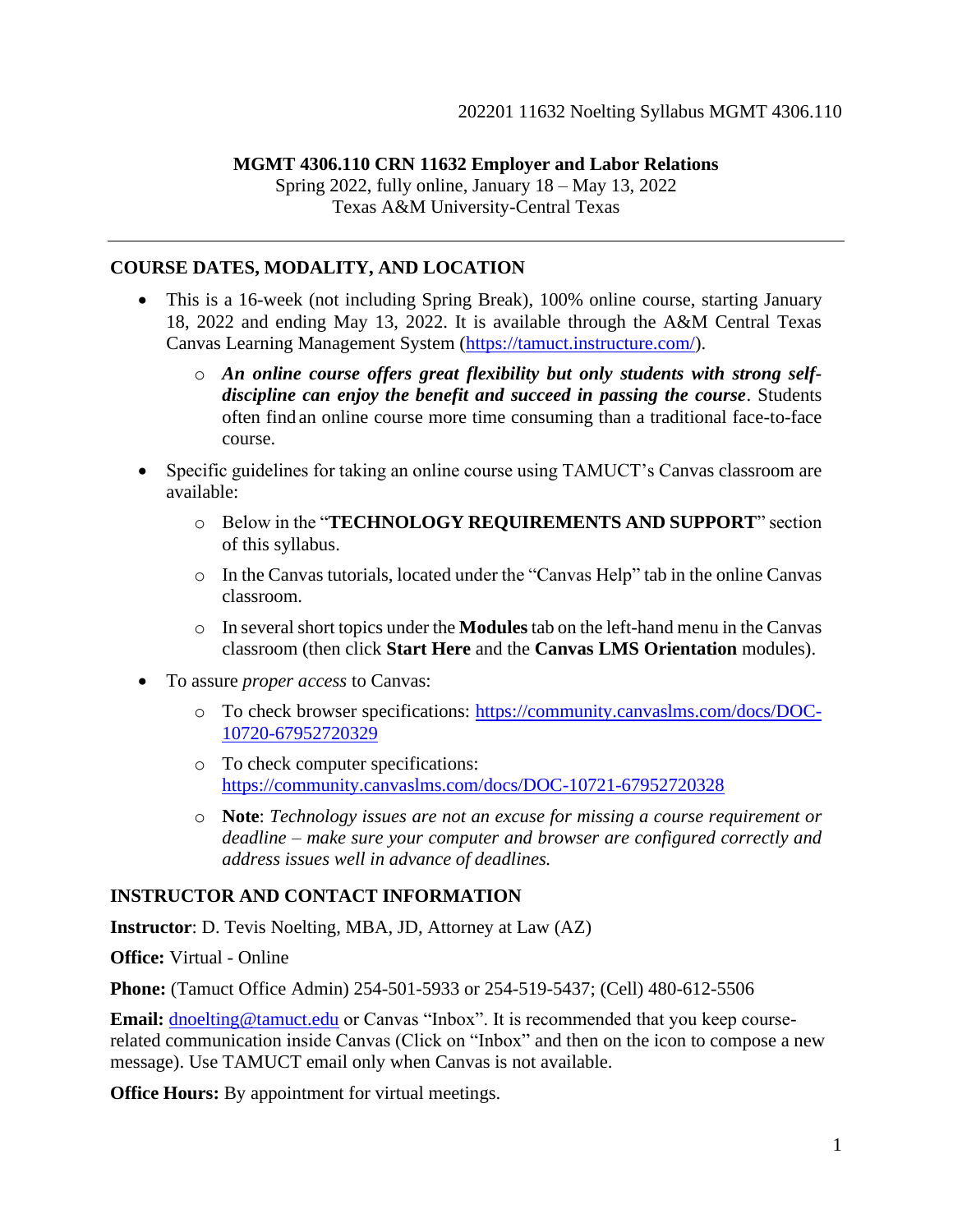**MGMT 4306.110 CRN 11632 Employer and Labor Relations**

Spring 2022, fully online, January 18 – May 13, 2022

Texas A&M University-Central Texas

---

## COURSE DATES, MODALITY, AND LOCATION

- This is a 16-week (not including Spring Break), 100% online course, starting January 18, 2022 and ending May 13, 2022. It is available through the A&M Central Texas Canvas Learning Management System (https://tamuct.instructure.com/).
  - ***An online course offers great flexibility but only students with strong self-discipline can enjoy the benefit and succeed in passing the course***. Students often find an online course more time consuming than a traditional face-to-face course.
- Specific guidelines for taking an online course using TAMUCT's Canvas classroom are available:
  - Below in the "**TECHNOLOGY REQUIREMENTS AND SUPPORT**" section of this syllabus.
  - In the Canvas tutorials, located under the "Canvas Help" tab in the online Canvas classroom.
  - In several short topics under the **Modules** tab on the left-hand menu in the Canvas classroom (then click **Start Here** and the **Canvas LMS Orientation** modules).
- To assure *proper access* to Canvas:
  - To check browser specifications: https://community.canvaslms.com/docs/DOC-10720-67952720329
  - To check computer specifications: https://community.canvaslms.com/docs/DOC-10721-67952720328
  - **Note**: *Technology issues are not an excuse for missing a course requirement or deadline – make sure your computer and browser are configured correctly and address issues well in advance of deadlines.*

## INSTRUCTOR AND CONTACT INFORMATION

**Instructor**: D. Tevis Noelting, MBA, JD, Attorney at Law (AZ)

**Office:** Virtual - Online

**Phone:** (Tamuct Office Admin) 254-501-5933 or 254-519-5437; (Cell) 480-612-5506

**Email:** dnoelting@tamuct.edu or Canvas "Inbox". It is recommended that you keep course-related communication inside Canvas (Click on "Inbox" and then on the icon to compose a new message). Use TAMUCT email only when Canvas is not available.

**Office Hours:** By appointment for virtual meetings.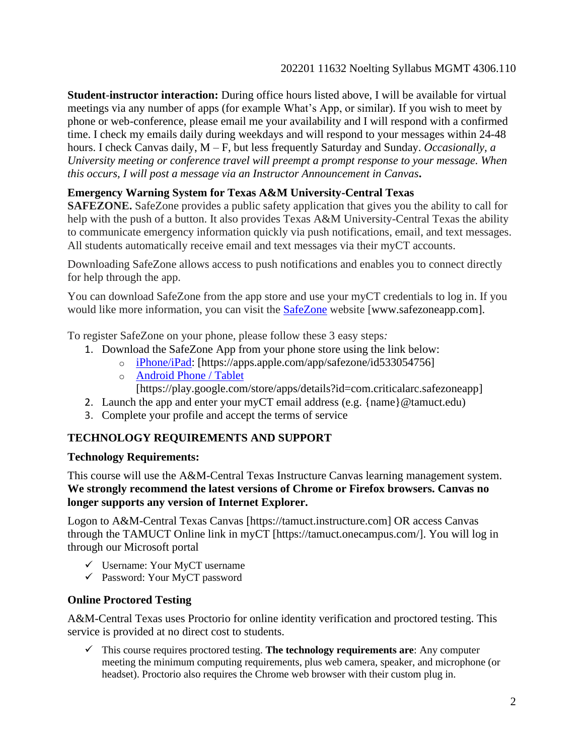**Student-instructor interaction:** During office hours listed above, I will be available for virtual meetings via any number of apps (for example What's App, or similar). If you wish to meet by phone or web-conference, please email me your availability and I will respond with a confirmed time. I check my emails daily during weekdays and will respond to your messages within 24-48 hours. I check Canvas daily, M – F, but less frequently Saturday and Sunday. *Occasionally, a University meeting or conference travel will preempt a prompt response to your message. When this occurs, I will post a message via an Instructor Announcement in Canvas***.**

### Emergency Warning System for Texas A&M University-Central Texas

**SAFEZONE.** SafeZone provides a public safety application that gives you the ability to call for help with the push of a button. It also provides Texas A&M University-Central Texas the ability to communicate emergency information quickly via push notifications, email, and text messages. All students automatically receive email and text messages via their myCT accounts.

Downloading SafeZone allows access to push notifications and enables you to connect directly for help through the app.

You can download SafeZone from the app store and use your myCT credentials to log in. If you would like more information, you can visit the [SafeZone](http://www.safezoneapp.com) website [www.safezoneapp.com].

To register SafeZone on your phone, please follow these 3 easy steps*:*

1. Download the SafeZone App from your phone store using the link below:
    - [iPhone/iPad](https://apps.apple.com/app/safezone/id533054756): [https://apps.apple.com/app/safezone/id533054756]
    - [Android Phone / Tablet](https://play.google.com/store/apps/details?id=com.criticalarc.safezoneapp) [https://play.google.com/store/apps/details?id=com.criticalarc.safezoneapp]
2. Launch the app and enter your myCT email address (e.g. {name}@tamuct.edu)
3. Complete your profile and accept the terms of service

## TECHNOLOGY REQUIREMENTS AND SUPPORT

### Technology Requirements:

This course will use the A&M-Central Texas Instructure Canvas learning management system. **We strongly recommend the latest versions of Chrome or Firefox browsers. Canvas no longer supports any version of Internet Explorer.**

Logon to A&M-Central Texas Canvas [https://tamuct.instructure.com] OR access Canvas through the TAMUCT Online link in myCT [https://tamuct.onecampus.com/]. You will log in through our Microsoft portal

- ✓ Username: Your MyCT username
- ✓ Password: Your MyCT password

### Online Proctored Testing

A&M-Central Texas uses Proctorio for online identity verification and proctored testing. This service is provided at no direct cost to students.

- ✓ This course requires proctored testing. **The technology requirements are**: Any computer meeting the minimum computing requirements, plus web camera, speaker, and microphone (or headset). Proctorio also requires the Chrome web browser with their custom plug in.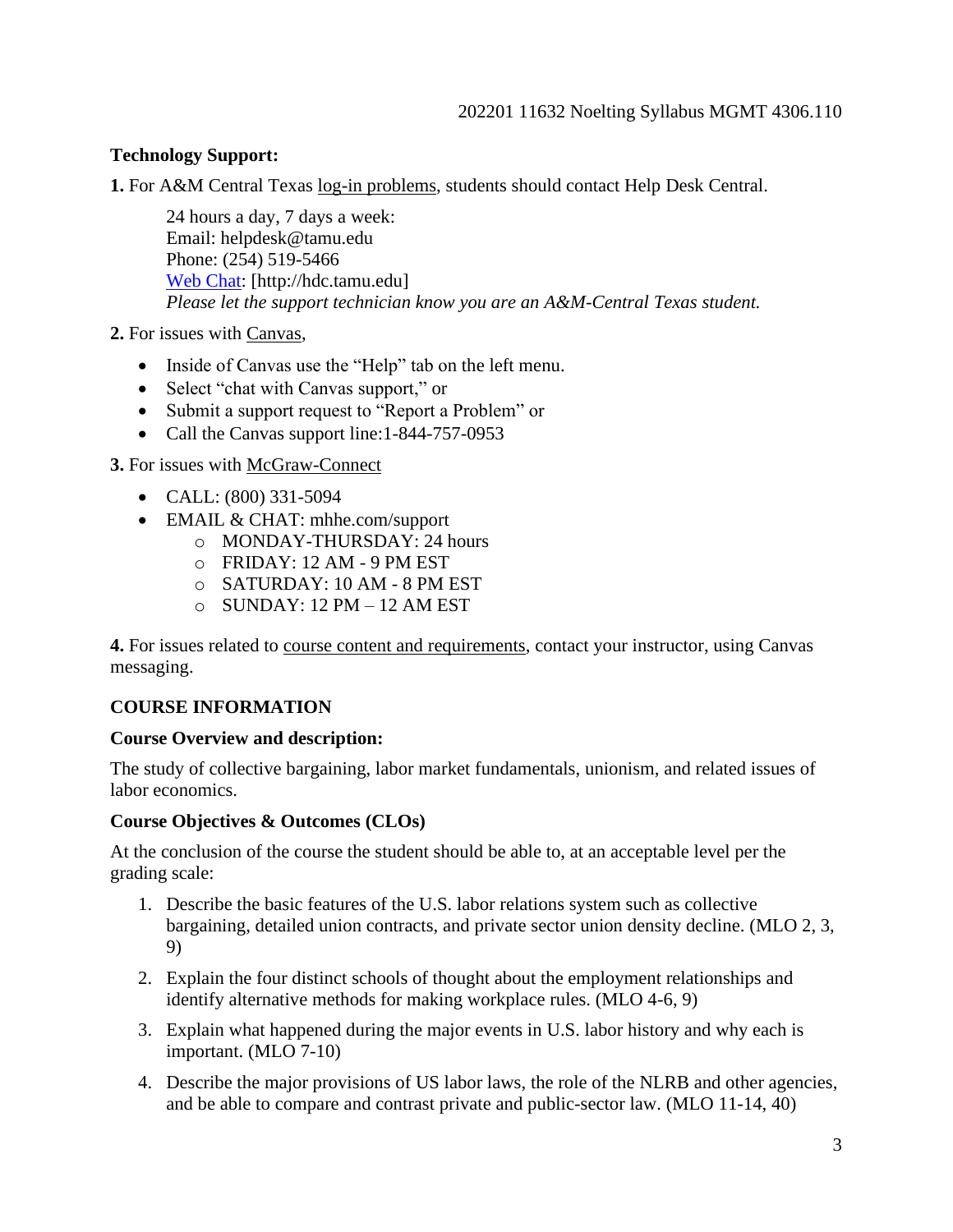**Technology Support:**

**1.** For A&M Central Texas log-in problems, students should contact Help Desk Central.

> 24 hours a day, 7 days a week:
> Email: helpdesk@tamu.edu
> Phone: (254) 519-5466
> Web Chat: [http://hdc.tamu.edu]
> *Please let the support technician know you are an A&M-Central Texas student.*

**2.** For issues with Canvas,

- Inside of Canvas use the "Help" tab on the left menu.
- Select "chat with Canvas support," or
- Submit a support request to "Report a Problem" or
- Call the Canvas support line:1-844-757-0953

**3.** For issues with McGraw-Connect

- CALL: (800) 331-5094
- EMAIL & CHAT: mhhe.com/support
  - MONDAY-THURSDAY: 24 hours
  - FRIDAY: 12 AM - 9 PM EST
  - SATURDAY: 10 AM - 8 PM EST
  - SUNDAY: 12 PM – 12 AM EST

**4.** For issues related to course content and requirements, contact your instructor, using Canvas messaging.

## COURSE INFORMATION

**Course Overview and description:**

The study of collective bargaining, labor market fundamentals, unionism, and related issues of labor economics.

**Course Objectives & Outcomes (CLOs)**

At the conclusion of the course the student should be able to, at an acceptable level per the grading scale:

1. Describe the basic features of the U.S. labor relations system such as collective bargaining, detailed union contracts, and private sector union density decline. (MLO 2, 3, 9)
2. Explain the four distinct schools of thought about the employment relationships and identify alternative methods for making workplace rules. (MLO 4-6, 9)
3. Explain what happened during the major events in U.S. labor history and why each is important. (MLO 7-10)
4. Describe the major provisions of US labor laws, the role of the NLRB and other agencies, and be able to compare and contrast private and public-sector law. (MLO 11-14, 40)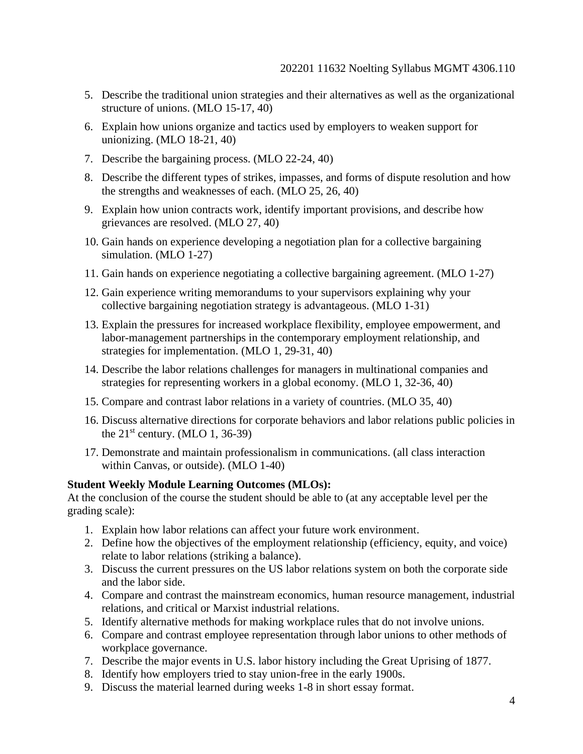5. Describe the traditional union strategies and their alternatives as well as the organizational structure of unions. (MLO 15-17, 40)
6. Explain how unions organize and tactics used by employers to weaken support for unionizing. (MLO 18-21, 40)
7. Describe the bargaining process. (MLO 22-24, 40)
8. Describe the different types of strikes, impasses, and forms of dispute resolution and how the strengths and weaknesses of each. (MLO 25, 26, 40)
9. Explain how union contracts work, identify important provisions, and describe how grievances are resolved. (MLO 27, 40)
10. Gain hands on experience developing a negotiation plan for a collective bargaining simulation. (MLO 1-27)
11. Gain hands on experience negotiating a collective bargaining agreement. (MLO 1-27)
12. Gain experience writing memorandums to your supervisors explaining why your collective bargaining negotiation strategy is advantageous. (MLO 1-31)
13. Explain the pressures for increased workplace flexibility, employee empowerment, and labor-management partnerships in the contemporary employment relationship, and strategies for implementation. (MLO 1, 29-31, 40)
14. Describe the labor relations challenges for managers in multinational companies and strategies for representing workers in a global economy. (MLO 1, 32-36, 40)
15. Compare and contrast labor relations in a variety of countries. (MLO 35, 40)
16. Discuss alternative directions for corporate behaviors and labor relations public policies in the 21st century. (MLO 1, 36-39)
17. Demonstrate and maintain professionalism in communications. (all class interaction within Canvas, or outside). (MLO 1-40)

**Student Weekly Module Learning Outcomes (MLOs):**
At the conclusion of the course the student should be able to (at any acceptable level per the grading scale):

1. Explain how labor relations can affect your future work environment.
2. Define how the objectives of the employment relationship (efficiency, equity, and voice) relate to labor relations (striking a balance).
3. Discuss the current pressures on the US labor relations system on both the corporate side and the labor side.
4. Compare and contrast the mainstream economics, human resource management, industrial relations, and critical or Marxist industrial relations.
5. Identify alternative methods for making workplace rules that do not involve unions.
6. Compare and contrast employee representation through labor unions to other methods of workplace governance.
7. Describe the major events in U.S. labor history including the Great Uprising of 1877.
8. Identify how employers tried to stay union-free in the early 1900s.
9. Discuss the material learned during weeks 1-8 in short essay format.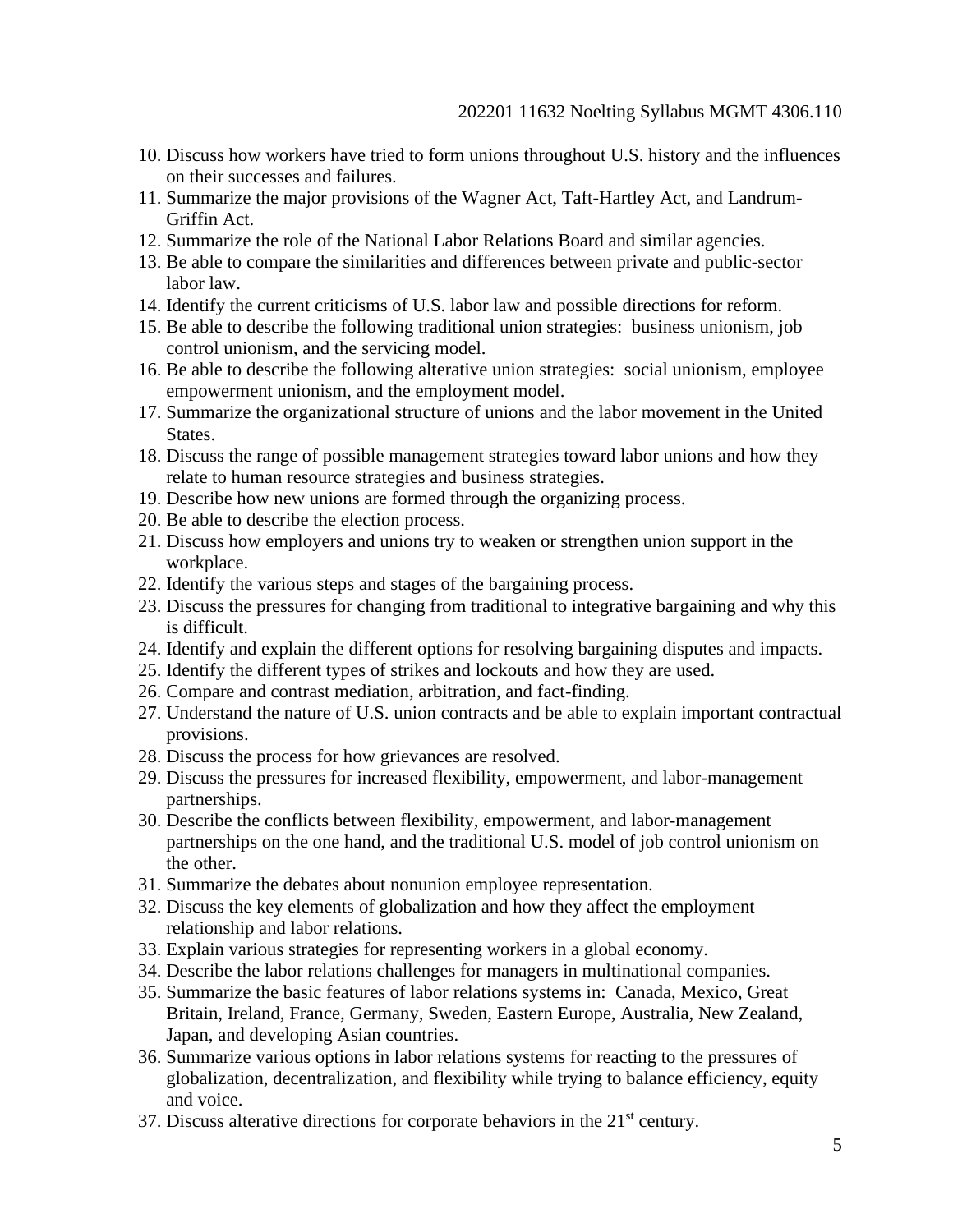10. Discuss how workers have tried to form unions throughout U.S. history and the influences on their successes and failures.
11. Summarize the major provisions of the Wagner Act, Taft-Hartley Act, and Landrum-Griffin Act.
12. Summarize the role of the National Labor Relations Board and similar agencies.
13. Be able to compare the similarities and differences between private and public-sector labor law.
14. Identify the current criticisms of U.S. labor law and possible directions for reform.
15. Be able to describe the following traditional union strategies: business unionism, job control unionism, and the servicing model.
16. Be able to describe the following alterative union strategies: social unionism, employee empowerment unionism, and the employment model.
17. Summarize the organizational structure of unions and the labor movement in the United States.
18. Discuss the range of possible management strategies toward labor unions and how they relate to human resource strategies and business strategies.
19. Describe how new unions are formed through the organizing process.
20. Be able to describe the election process.
21. Discuss how employers and unions try to weaken or strengthen union support in the workplace.
22. Identify the various steps and stages of the bargaining process.
23. Discuss the pressures for changing from traditional to integrative bargaining and why this is difficult.
24. Identify and explain the different options for resolving bargaining disputes and impacts.
25. Identify the different types of strikes and lockouts and how they are used.
26. Compare and contrast mediation, arbitration, and fact-finding.
27. Understand the nature of U.S. union contracts and be able to explain important contractual provisions.
28. Discuss the process for how grievances are resolved.
29. Discuss the pressures for increased flexibility, empowerment, and labor-management partnerships.
30. Describe the conflicts between flexibility, empowerment, and labor-management partnerships on the one hand, and the traditional U.S. model of job control unionism on the other.
31. Summarize the debates about nonunion employee representation.
32. Discuss the key elements of globalization and how they affect the employment relationship and labor relations.
33. Explain various strategies for representing workers in a global economy.
34. Describe the labor relations challenges for managers in multinational companies.
35. Summarize the basic features of labor relations systems in: Canada, Mexico, Great Britain, Ireland, France, Germany, Sweden, Eastern Europe, Australia, New Zealand, Japan, and developing Asian countries.
36. Summarize various options in labor relations systems for reacting to the pressures of globalization, decentralization, and flexibility while trying to balance efficiency, equity and voice.
37. Discuss alterative directions for corporate behaviors in the 21st century.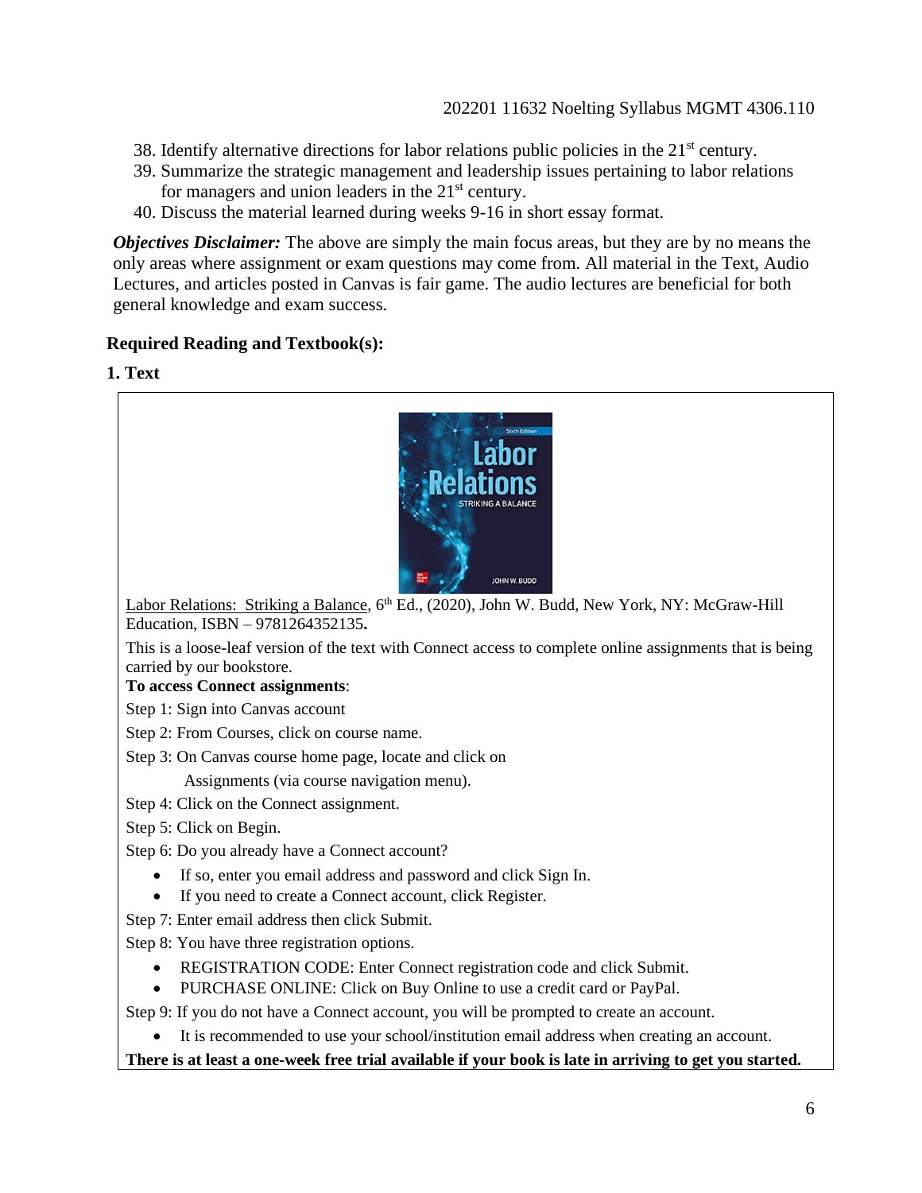38. Identify alternative directions for labor relations public policies in the 21st century.
39. Summarize the strategic management and leadership issues pertaining to labor relations for managers and union leaders in the 21st century.
40. Discuss the material learned during weeks 9-16 in short essay format.

***Objectives Disclaimer:*** The above are simply the main focus areas, but they are by no means the only areas where assignment or exam questions may come from. All material in the Text, Audio Lectures, and articles posted in Canvas is fair game. The audio lectures are beneficial for both general knowledge and exam success.

**Required Reading and Textbook(s):**

**1. Text**

Labor Relations: Striking a Balance, 6th Ed., (2020), John W. Budd, New York, NY: McGraw-Hill Education, ISBN – 9781264352135**.**

This is a loose-leaf version of the text with Connect access to complete online assignments that is being carried by our bookstore.

**To access Connect assignments**:

Step 1: Sign into Canvas account

Step 2: From Courses, click on course name.

Step 3: On Canvas course home page, locate and click on Assignments (via course navigation menu).

Step 4: Click on the Connect assignment.

Step 5: Click on Begin.

Step 6: Do you already have a Connect account?

- If so, enter you email address and password and click Sign In.
- If you need to create a Connect account, click Register.

Step 7: Enter email address then click Submit.

Step 8: You have three registration options.

- REGISTRATION CODE: Enter Connect registration code and click Submit.
- PURCHASE ONLINE: Click on Buy Online to use a credit card or PayPal.

Step 9: If you do not have a Connect account, you will be prompted to create an account.

- It is recommended to use your school/institution email address when creating an account.

**There is at least a one-week free trial available if your book is late in arriving to get you started.**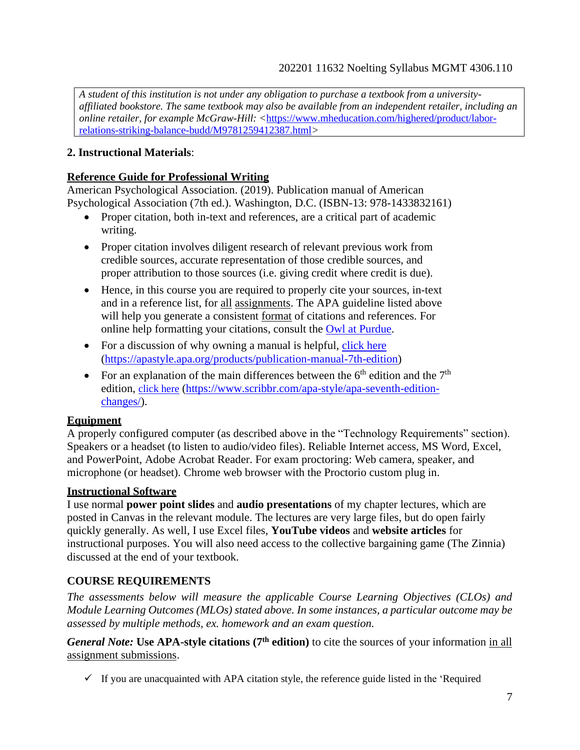*A student of this institution is not under any obligation to purchase a textbook from a university-affiliated bookstore. The same textbook may also be available from an independent retailer, including an online retailer, for example McGraw-Hill:* <https://www.mheducation.com/highered/product/labor-relations-striking-balance-budd/M9781259412387.html>

**2. Instructional Materials**:

**Reference Guide for Professional Writing**

American Psychological Association. (2019). Publication manual of American Psychological Association (7th ed.). Washington, D.C. (ISBN-13: 978-1433832161)

- Proper citation, both in-text and references, are a critical part of academic writing.
- Proper citation involves diligent research of relevant previous work from credible sources, accurate representation of those credible sources, and proper attribution to those sources (i.e. giving credit where credit is due).
- Hence, in this course you are required to properly cite your sources, in-text and in a reference list, for all assignments. The APA guideline listed above will help you generate a consistent format of citations and references. For online help formatting your citations, consult the Owl at Purdue.
- For a discussion of why owning a manual is helpful, click here (https://apastyle.apa.org/products/publication-manual-7th-edition)
- For an explanation of the main differences between the 6th edition and the 7th edition, click here (https://www.scribbr.com/apa-style/apa-seventh-edition-changes/).

**Equipment**

A properly configured computer (as described above in the "Technology Requirements" section). Speakers or a headset (to listen to audio/video files). Reliable Internet access, MS Word, Excel, and PowerPoint, Adobe Acrobat Reader. For exam proctoring: Web camera, speaker, and microphone (or headset). Chrome web browser with the Proctorio custom plug in.

**Instructional Software**

I use normal **power point slides** and **audio presentations** of my chapter lectures, which are posted in Canvas in the relevant module. The lectures are very large files, but do open fairly quickly generally. As well, I use Excel files, **YouTube videos** and **website articles** for instructional purposes. You will also need access to the collective bargaining game (The Zinnia) discussed at the end of your textbook.

## COURSE REQUIREMENTS

*The assessments below will measure the applicable Course Learning Objectives (CLOs) and Module Learning Outcomes (MLOs) stated above. In some instances, a particular outcome may be assessed by multiple methods, ex. homework and an exam question.*

***General Note:*** **Use APA-style citations (7th edition)** to cite the sources of your information in all assignment submissions.

- ✓ If you are unacquainted with APA citation style, the reference guide listed in the 'Required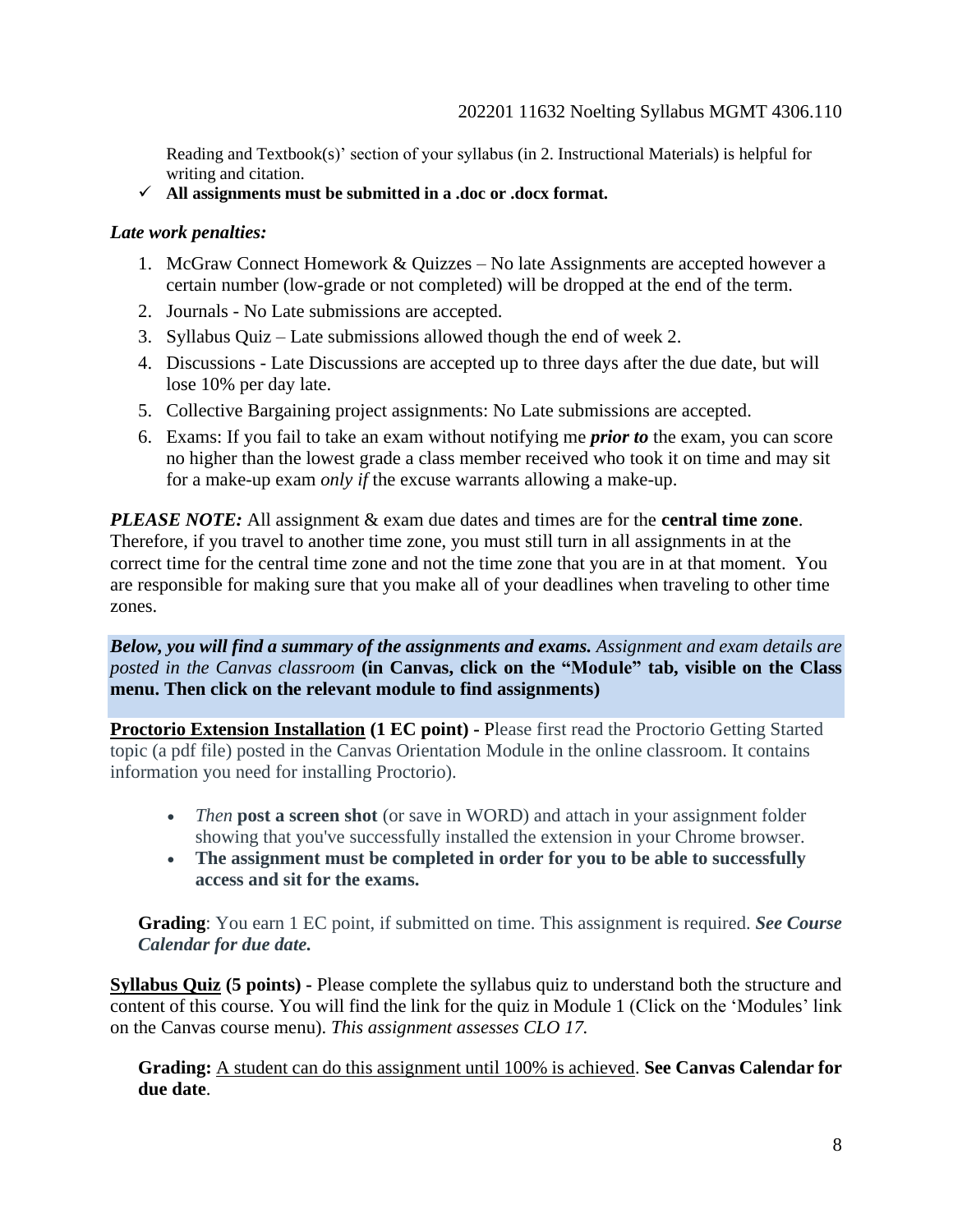Reading and Textbook(s)' section of your syllabus (in 2. Instructional Materials) is helpful for writing and citation.

- ✓ **All assignments must be submitted in a .doc or .docx format.**

***Late work penalties:***

1. McGraw Connect Homework & Quizzes – No late Assignments are accepted however a certain number (low-grade or not completed) will be dropped at the end of the term.
2. Journals - No Late submissions are accepted.
3. Syllabus Quiz – Late submissions allowed though the end of week 2.
4. Discussions - Late Discussions are accepted up to three days after the due date, but will lose 10% per day late.
5. Collective Bargaining project assignments: No Late submissions are accepted.
6. Exams: If you fail to take an exam without notifying me ***prior to*** the exam, you can score no higher than the lowest grade a class member received who took it on time and may sit for a make-up exam *only if* the excuse warrants allowing a make-up.

***PLEASE NOTE:*** All assignment & exam due dates and times are for the **central time zone**. Therefore, if you travel to another time zone, you must still turn in all assignments in at the correct time for the central time zone and not the time zone that you are in at that moment. You are responsible for making sure that you make all of your deadlines when traveling to other time zones.

***Below, you will find a summary of the assignments and exams.*** *Assignment and exam details are posted in the Canvas classroom* **(in Canvas, click on the "Module" tab, visible on the Class menu. Then click on the relevant module to find assignments)**

**Proctorio Extension Installation (1 EC point) -** Please first read the Proctorio Getting Started topic (a pdf file) posted in the Canvas Orientation Module in the online classroom. It contains information you need for installing Proctorio).

- *Then* **post a screen shot** (or save in WORD) and attach in your assignment folder showing that you've successfully installed the extension in your Chrome browser.
- **The assignment must be completed in order for you to be able to successfully access and sit for the exams.**

**Grading**: You earn 1 EC point, if submitted on time. This assignment is required. ***See Course Calendar for due date.***

**Syllabus Quiz (5 points) -** Please complete the syllabus quiz to understand both the structure and content of this course. You will find the link for the quiz in Module 1 (Click on the 'Modules' link on the Canvas course menu). *This assignment assesses CLO 17.*

**Grading:** A student can do this assignment until 100% is achieved. **See Canvas Calendar for due date**.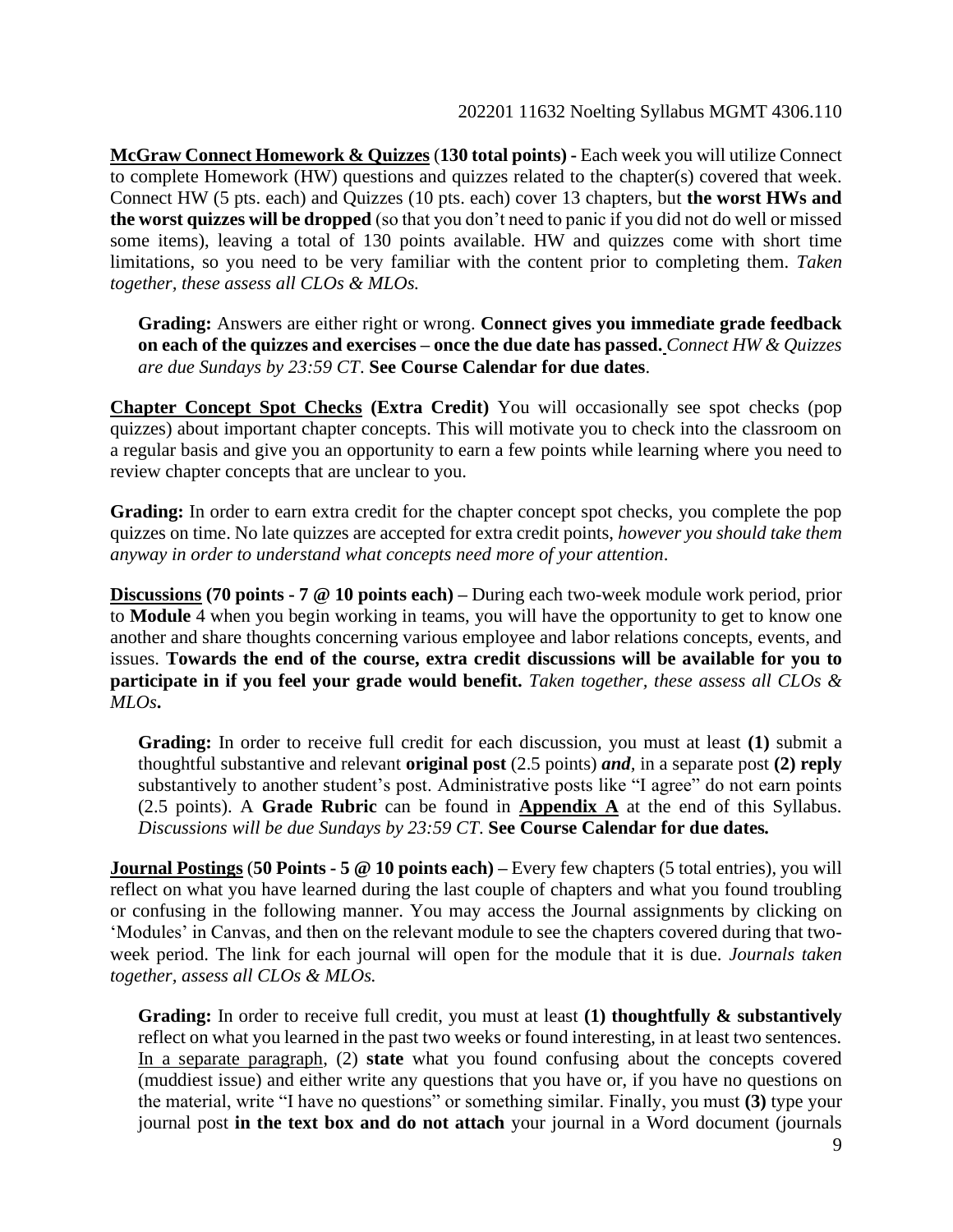**<u>McGraw Connect Homework & Quizzes</u> (130 total points) -** Each week you will utilize Connect to complete Homework (HW) questions and quizzes related to the chapter(s) covered that week. Connect HW (5 pts. each) and Quizzes (10 pts. each) cover 13 chapters, but **the worst HWs and the worst quizzes will be dropped** (so that you don't need to panic if you did not do well or missed some items), leaving a total of 130 points available. HW and quizzes come with short time limitations, so you need to be very familiar with the content prior to completing them. *Taken together, these assess all CLOs & MLOs.*

> **Grading:** Answers are either right or wrong. **Connect gives you immediate grade feedback on each of the quizzes and exercises – once the due date has passed.** *Connect HW & Quizzes are due Sundays by 23:59 CT*. **See Course Calendar for due dates**.

**<u>Chapter Concept Spot Checks</u> (Extra Credit)** You will occasionally see spot checks (pop quizzes) about important chapter concepts. This will motivate you to check into the classroom on a regular basis and give you an opportunity to earn a few points while learning where you need to review chapter concepts that are unclear to you.

**Grading:** In order to earn extra credit for the chapter concept spot checks, you complete the pop quizzes on time. No late quizzes are accepted for extra credit points, *however you should take them anyway in order to understand what concepts need more of your attention*.

**<u>Discussions</u> (70 points - 7 @ 10 points each) –** During each two-week module work period, prior to **Module** 4 when you begin working in teams, you will have the opportunity to get to know one another and share thoughts concerning various employee and labor relations concepts, events, and issues. **Towards the end of the course, extra credit discussions will be available for you to participate in if you feel your grade would benefit.** *Taken together, these assess all CLOs & MLOs***.**

> **Grading:** In order to receive full credit for each discussion, you must at least **(1)** submit a thoughtful substantive and relevant **original post** (2.5 points) ***and***, in a separate post **(2) reply** substantively to another student's post. Administrative posts like "I agree" do not earn points (2.5 points). A **Grade Rubric** can be found in **<u>Appendix A</u>** at the end of this Syllabus. *Discussions will be due Sundays by 23:59 CT*. **See Course Calendar for due dates***.*

**<u>Journal Postings</u> (50 Points - 5 @ 10 points each) –** Every few chapters (5 total entries), you will reflect on what you have learned during the last couple of chapters and what you found troubling or confusing in the following manner. You may access the Journal assignments by clicking on 'Modules' in Canvas, and then on the relevant module to see the chapters covered during that two-week period. The link for each journal will open for the module that it is due. *Journals taken together, assess all CLOs & MLOs.*

> **Grading:** In order to receive full credit, you must at least **(1) thoughtfully & substantively** reflect on what you learned in the past two weeks or found interesting, in at least two sentences. <u>In a separate paragraph</u>, (2) **state** what you found confusing about the concepts covered (muddiest issue) and either write any questions that you have or, if you have no questions on the material, write "I have no questions" or something similar. Finally, you must **(3)** type your journal post **in the text box and do not attach** your journal in a Word document (journals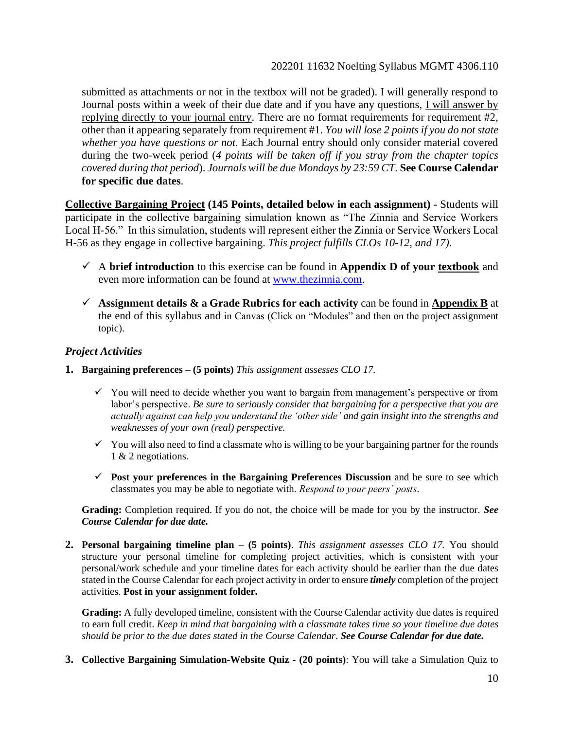submitted as attachments or not in the textbox will not be graded). I will generally respond to Journal posts within a week of their due date and if you have any questions, <u>I will answer by replying directly to your journal entry</u>. There are no format requirements for requirement #2, other than it appearing separately from requirement #1. *You will lose 2 points if you do not state whether you have questions or not.* Each Journal entry should only consider material covered during the two-week period (*4 points will be taken off if you stray from the chapter topics covered during that period*). *Journals will be due Mondays by 23:59 CT*. **See Course Calendar for specific due dates**.

**<u>Collective Bargaining Project</u> (145 Points, detailed below in each assignment) -** Students will participate in the collective bargaining simulation known as "The Zinnia and Service Workers Local H-56." In this simulation, students will represent either the Zinnia or Service Workers Local H-56 as they engage in collective bargaining. *This project fulfills CLOs 10-12, and 17).*

- ✓ A **brief introduction** to this exercise can be found in **Appendix D of your <u>textbook</u>** and even more information can be found at [www.thezinnia.com](www.thezinnia.com).
- ✓ **Assignment details & a Grade Rubrics for each activity** can be found in **<u>Appendix B</u>** at the end of this syllabus and in Canvas (Click on "Modules" and then on the project assignment topic).

### *Project Activities*

1. **Bargaining preferences – (5 points)** *This assignment assesses CLO 17.*

   - ✓ You will need to decide whether you want to bargain from management's perspective or from labor's perspective. *Be sure to seriously consider that bargaining for a perspective that you are actually against can help you understand the 'other side' and gain insight into the strengths and weaknesses of your own (real) perspective.*
   - ✓ You will also need to find a classmate who is willing to be your bargaining partner for the rounds 1 & 2 negotiations.
   - ✓ **Post your preferences in the Bargaining Preferences Discussion** and be sure to see which classmates you may be able to negotiate with. *Respond to your peers' posts*.

   **Grading:** Completion required. If you do not, the choice will be made for you by the instructor. ***See Course Calendar for due date.***

2. **Personal bargaining timeline plan – (5 points)**. *This assignment assesses CLO 17.* You should structure your personal timeline for completing project activities, which is consistent with your personal/work schedule and your timeline dates for each activity should be earlier than the due dates stated in the Course Calendar for each project activity in order to ensure ***timely*** completion of the project activities. **Post in your assignment folder.**

   **Grading:** A fully developed timeline, consistent with the Course Calendar activity due dates is required to earn full credit. *Keep in mind that bargaining with a classmate takes time so your timeline due dates should be prior to the due dates stated in the Course Calendar*. ***See Course Calendar for due date.***

3. **Collective Bargaining Simulation-Website Quiz - (20 points)**: You will take a Simulation Quiz to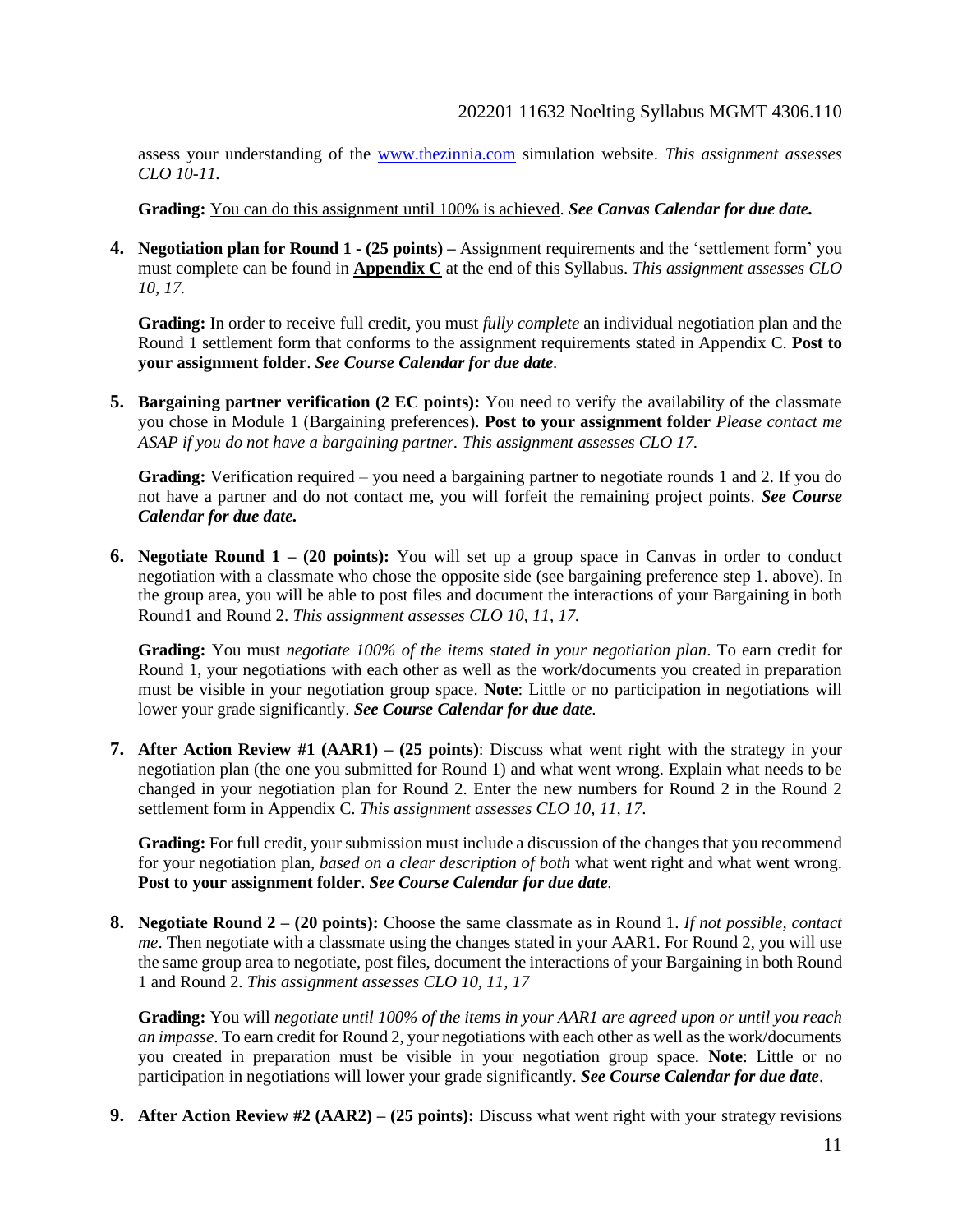assess your understanding of the [www.thezinnia.com](http://www.thezinnia.com) simulation website. *This assignment assesses CLO 10-11.*

**Grading:** <u>You can do this assignment until 100% is achieved</u>. ***See Canvas Calendar for due date.***

4. **Negotiation plan for Round 1 - (25 points) –** Assignment requirements and the 'settlement form' you must complete can be found in **<u>Appendix C</u>** at the end of this Syllabus. *This assignment assesses CLO 10, 17.*

   **Grading:** In order to receive full credit, you must *fully complete* an individual negotiation plan and the Round 1 settlement form that conforms to the assignment requirements stated in Appendix C. **Post to your assignment folder**. ***See Course Calendar for due date.***

5. **Bargaining partner verification (2 EC points):** You need to verify the availability of the classmate you chose in Module 1 (Bargaining preferences). **Post to your assignment folder** *Please contact me ASAP if you do not have a bargaining partner. This assignment assesses CLO 17.*

   **Grading:** Verification required – you need a bargaining partner to negotiate rounds 1 and 2. If you do not have a partner and do not contact me, you will forfeit the remaining project points. ***See Course Calendar for due date.***

6. **Negotiate Round 1 – (20 points):** You will set up a group space in Canvas in order to conduct negotiation with a classmate who chose the opposite side (see bargaining preference step 1. above). In the group area, you will be able to post files and document the interactions of your Bargaining in both Round1 and Round 2. *This assignment assesses CLO 10, 11, 17.*

   **Grading:** You must *negotiate 100% of the items stated in your negotiation plan*. To earn credit for Round 1, your negotiations with each other as well as the work/documents you created in preparation must be visible in your negotiation group space. **Note**: Little or no participation in negotiations will lower your grade significantly. ***See Course Calendar for due date.***

7. **After Action Review #1 (AAR1) – (25 points)**: Discuss what went right with the strategy in your negotiation plan (the one you submitted for Round 1) and what went wrong. Explain what needs to be changed in your negotiation plan for Round 2. Enter the new numbers for Round 2 in the Round 2 settlement form in Appendix C. *This assignment assesses CLO 10, 11, 17.*

   **Grading:** For full credit, your submission must include a discussion of the changes that you recommend for your negotiation plan, *based on a clear description of both* what went right and what went wrong. **Post to your assignment folder**. ***See Course Calendar for due date.***

8. **Negotiate Round 2 – (20 points):** Choose the same classmate as in Round 1. *If not possible, contact me*. Then negotiate with a classmate using the changes stated in your AAR1. For Round 2, you will use the same group area to negotiate, post files, document the interactions of your Bargaining in both Round 1 and Round 2. *This assignment assesses CLO 10, 11, 17*

   **Grading:** You will *negotiate until 100% of the items in your AAR1 are agreed upon or until you reach an impasse*. To earn credit for Round 2, your negotiations with each other as well as the work/documents you created in preparation must be visible in your negotiation group space. **Note**: Little or no participation in negotiations will lower your grade significantly. ***See Course Calendar for due date***.

9. **After Action Review #2 (AAR2) – (25 points):** Discuss what went right with your strategy revisions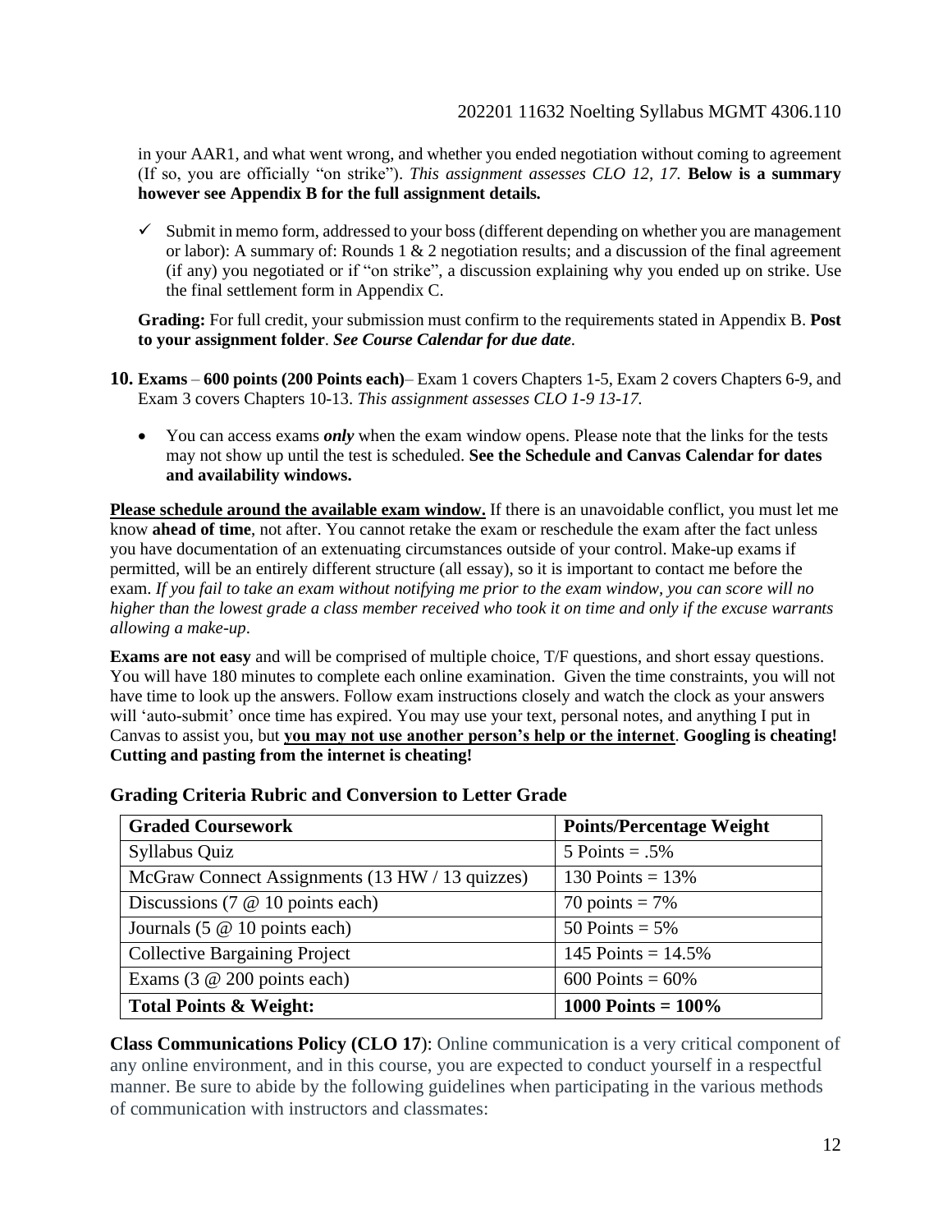in your AAR1, and what went wrong, and whether you ended negotiation without coming to agreement (If so, you are officially "on strike"). *This assignment assesses CLO 12, 17.* **Below is a summary however see Appendix B for the full assignment details.**

- ✓ Submit in memo form, addressed to your boss (different depending on whether you are management or labor): A summary of: Rounds 1 & 2 negotiation results; and a discussion of the final agreement (if any) you negotiated or if "on strike", a discussion explaining why you ended up on strike. Use the final settlement form in Appendix C.

**Grading:** For full credit, your submission must confirm to the requirements stated in Appendix B. **Post to your assignment folder**. ***See Course Calendar for due date.***

**10. Exams** – **600 points (200 Points each)**– Exam 1 covers Chapters 1-5, Exam 2 covers Chapters 6-9, and Exam 3 covers Chapters 10-13. *This assignment assesses CLO 1-9 13-17.*

- You can access exams ***only*** when the exam window opens. Please note that the links for the tests may not show up until the test is scheduled. **See the Schedule and Canvas Calendar for dates and availability windows.**

**Please schedule around the available exam window.** If there is an unavoidable conflict, you must let me know **ahead of time**, not after. You cannot retake the exam or reschedule the exam after the fact unless you have documentation of an extenuating circumstances outside of your control. Make-up exams if permitted, will be an entirely different structure (all essay), so it is important to contact me before the exam. *If you fail to take an exam without notifying me prior to the exam window, you can score will no higher than the lowest grade a class member received who took it on time and only if the excuse warrants allowing a make-up*.

**Exams are not easy** and will be comprised of multiple choice, T/F questions, and short essay questions. You will have 180 minutes to complete each online examination. Given the time constraints, you will not have time to look up the answers. Follow exam instructions closely and watch the clock as your answers will 'auto-submit' once time has expired. You may use your text, personal notes, and anything I put in Canvas to assist you, but **you may not use another person's help or the internet**. **Googling is cheating! Cutting and pasting from the internet is cheating!**

### Grading Criteria Rubric and Conversion to Letter Grade

| Graded Coursework | Points/Percentage Weight |
|---|---|
| Syllabus Quiz | 5 Points = .5% |
| McGraw Connect Assignments (13 HW / 13 quizzes) | 130 Points = 13% |
| Discussions (7 @ 10 points each) | 70 points = 7% |
| Journals (5 @ 10 points each) | 50 Points = 5% |
| Collective Bargaining Project | 145 Points = 14.5% |
| Exams (3 @ 200 points each) | 600 Points = 60% |
| **Total Points & Weight:** | **1000 Points = 100%** |

**Class Communications Policy (CLO 17)**: Online communication is a very critical component of any online environment, and in this course, you are expected to conduct yourself in a respectful manner. Be sure to abide by the following guidelines when participating in the various methods of communication with instructors and classmates: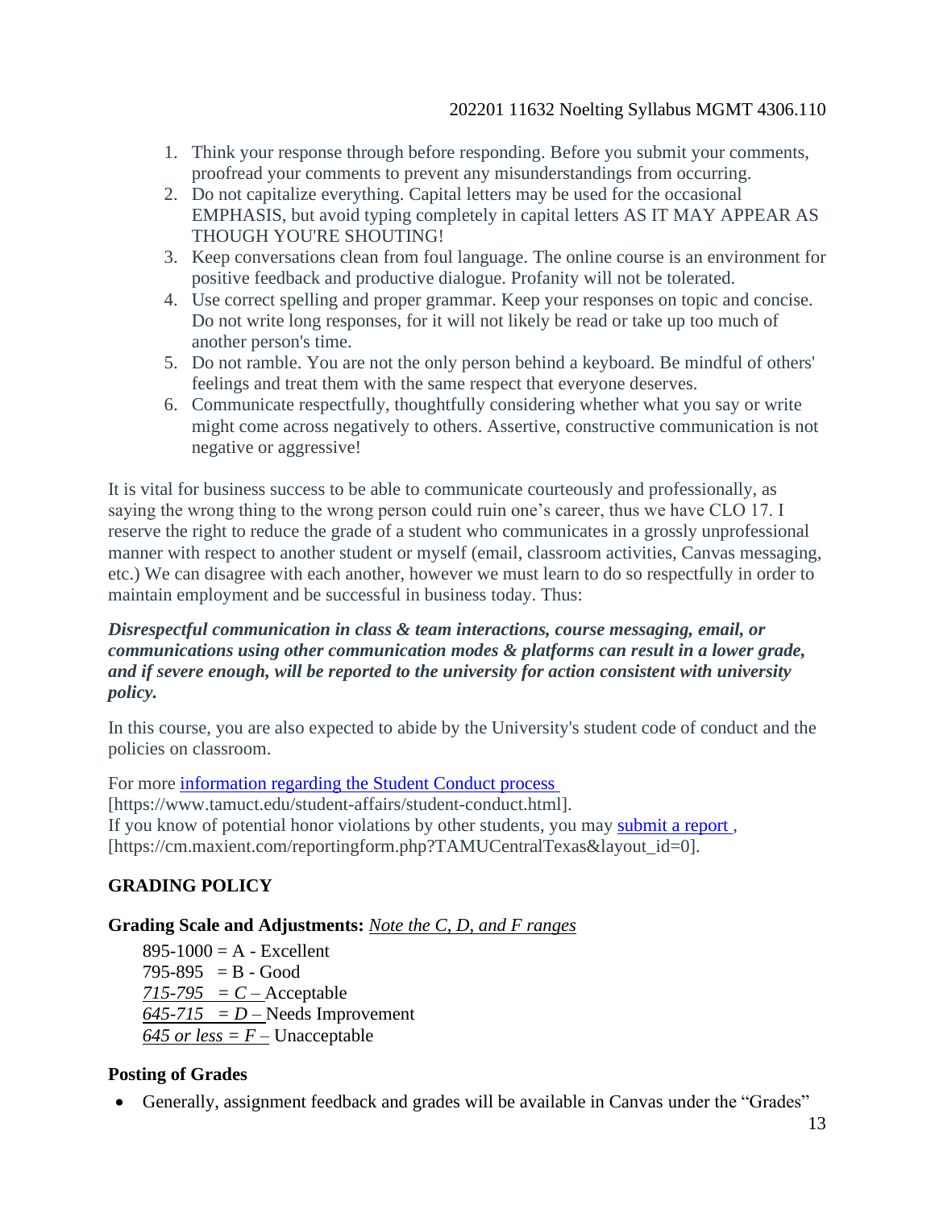1. Think your response through before responding. Before you submit your comments, proofread your comments to prevent any misunderstandings from occurring.
2. Do not capitalize everything. Capital letters may be used for the occasional EMPHASIS, but avoid typing completely in capital letters AS IT MAY APPEAR AS THOUGH YOU'RE SHOUTING!
3. Keep conversations clean from foul language. The online course is an environment for positive feedback and productive dialogue. Profanity will not be tolerated.
4. Use correct spelling and proper grammar. Keep your responses on topic and concise. Do not write long responses, for it will not likely be read or take up too much of another person's time.
5. Do not ramble. You are not the only person behind a keyboard. Be mindful of others' feelings and treat them with the same respect that everyone deserves.
6. Communicate respectfully, thoughtfully considering whether what you say or write might come across negatively to others. Assertive, constructive communication is not negative or aggressive!

It is vital for business success to be able to communicate courteously and professionally, as saying the wrong thing to the wrong person could ruin one's career, thus we have CLO 17. I reserve the right to reduce the grade of a student who communicates in a grossly unprofessional manner with respect to another student or myself (email, classroom activities, Canvas messaging, etc.) We can disagree with each other, however we must learn to do so respectfully in order to maintain employment and be successful in business today. Thus:

***Disrespectful communication in class & team interactions, course messaging, email, or communications using other communication modes & platforms can result in a lower grade, and if severe enough, will be reported to the university for action consistent with university policy.***

In this course, you are also expected to abide by the University's student code of conduct and the policies on classroom.

For more [information regarding the Student Conduct process](https://www.tamuct.edu/student-affairs/student-conduct.html) [https://www.tamuct.edu/student-affairs/student-conduct.html].
If you know of potential honor violations by other students, you may [submit a report](https://cm.maxient.com/reportingform.php?TAMUCentralTexas&layout_id=0), [https://cm.maxient.com/reportingform.php?TAMUCentralTexas&layout_id=0].

## GRADING POLICY

**Grading Scale and Adjustments:** *Note the C, D, and F ranges*

895-1000 = A - Excellent
795-895 = B - Good
*715-795 = C* – Acceptable
*645-715 = D* – Needs Improvement
*645 or less = F* – Unacceptable

**Posting of Grades**

- Generally, assignment feedback and grades will be available in Canvas under the "Grades"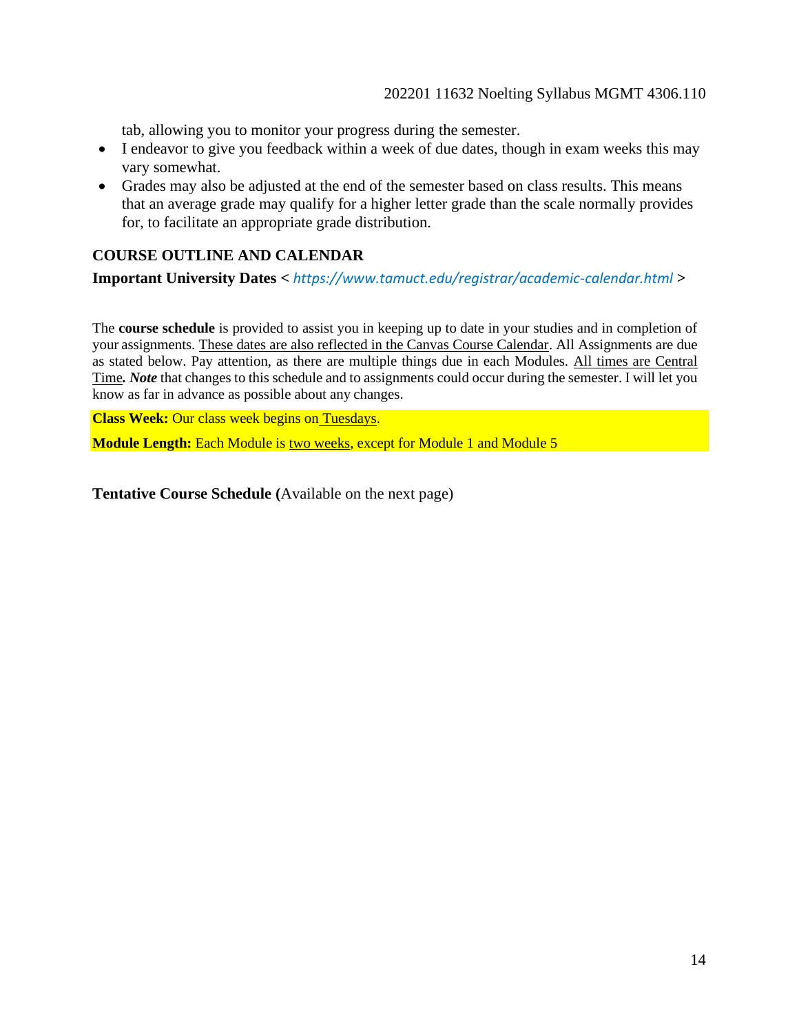tab, allowing you to monitor your progress during the semester.

- I endeavor to give you feedback within a week of due dates, though in exam weeks this may vary somewhat.
- Grades may also be adjusted at the end of the semester based on class results. This means that an average grade may qualify for a higher letter grade than the scale normally provides for, to facilitate an appropriate grade distribution.

## COURSE OUTLINE AND CALENDAR

**Important University Dates** < *https://www.tamuct.edu/registrar/academic-calendar.html* >

The **course schedule** is provided to assist you in keeping up to date in your studies and in completion of your assignments. These dates are also reflected in the Canvas Course Calendar. All Assignments are due as stated below. Pay attention, as there are multiple things due in each Modules. All times are Central Time***. Note*** that changes to this schedule and to assignments could occur during the semester. I will let you know as far in advance as possible about any changes.

**Class Week:** Our class week begins on Tuesdays.

**Module Length:** Each Module is two weeks, except for Module 1 and Module 5

**Tentative Course Schedule (**Available on the next page)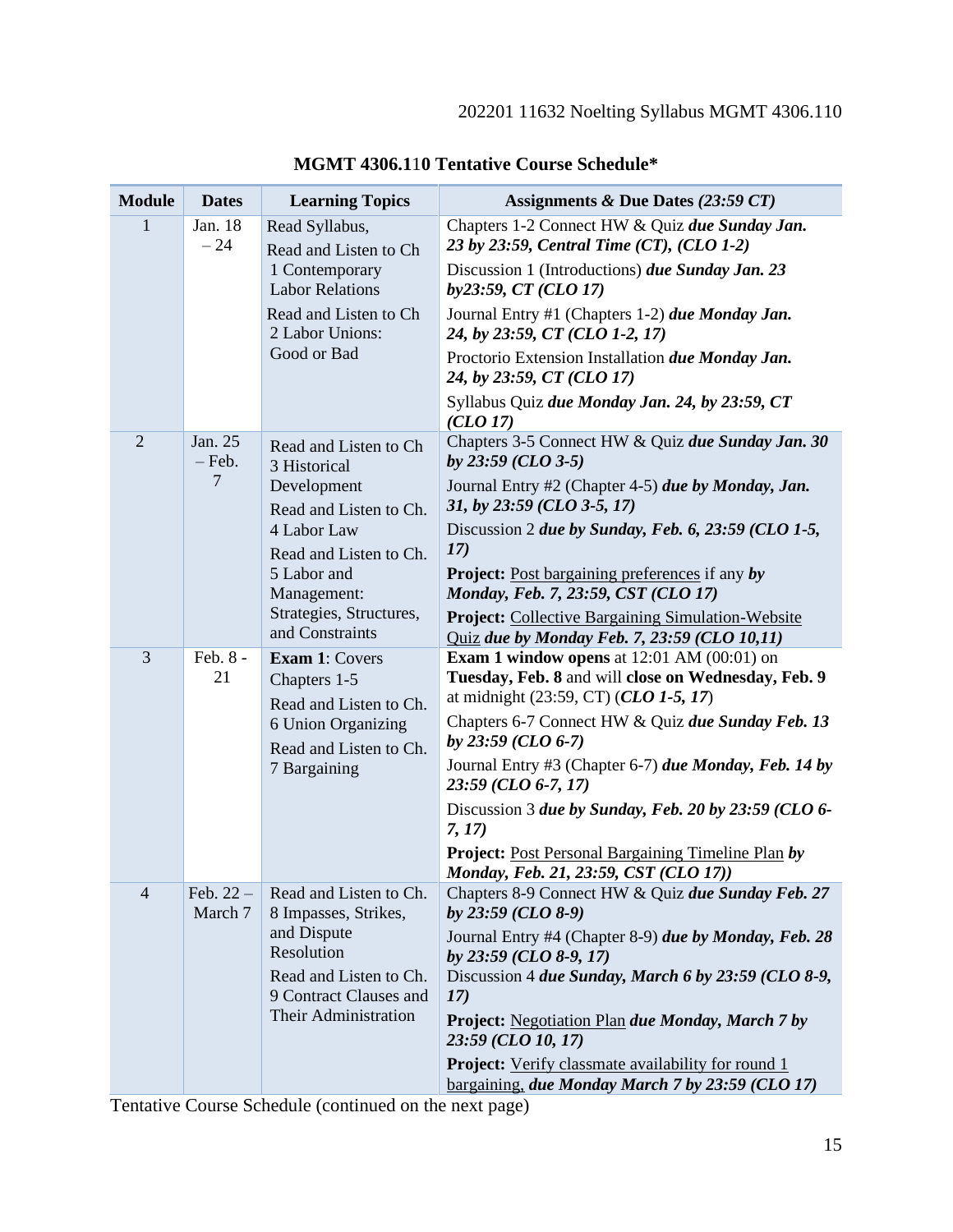**MGMT 4306.110 Tentative Course Schedule***

| Module | Dates | Learning Topics | Assignments & Due Dates *(23:59 CT)* |
|---|---|---|---|
| 1 | Jan. 18 – 24 | Read Syllabus,<br>Read and Listen to Ch 1 Contemporary Labor Relations<br>Read and Listen to Ch 2 Labor Unions: Good or Bad | Chapters 1-2 Connect HW & Quiz ***due Sunday Jan. 23 by 23:59, Central Time (CT), (CLO 1-2)***<br>Discussion 1 (Introductions) ***due Sunday Jan. 23 by23:59, CT (CLO 17)***<br>Journal Entry #1 (Chapters 1-2) ***due Monday Jan. 24, by 23:59, CT (CLO 1-2, 17)***<br>Proctorio Extension Installation ***due Monday Jan. 24, by 23:59, CT (CLO 17)***<br>Syllabus Quiz ***due Monday Jan. 24, by 23:59, CT (CLO 17)*** |
| 2 | Jan. 25 – Feb. 7 | Read and Listen to Ch 3 Historical Development<br>Read and Listen to Ch. 4 Labor Law<br>Read and Listen to Ch. 5 Labor and Management: Strategies, Structures, and Constraints | Chapters 3-5 Connect HW & Quiz ***due Sunday Jan. 30 by 23:59 (CLO 3-5)***<br>Journal Entry #2 (Chapter 4-5) ***due by Monday, Jan. 31, by 23:59 (CLO 3-5, 17)***<br>Discussion 2 ***due by Sunday, Feb. 6, 23:59 (CLO 1-5, 17)***<br>**Project:** Post bargaining preferences if any ***by Monday, Feb. 7, 23:59, CST (CLO 17)***<br>**Project:** Collective Bargaining Simulation-Website Quiz ***due by Monday Feb. 7, 23:59 (CLO 10,11)*** |
| 3 | Feb. 8 - 21 | **Exam 1**: Covers Chapters 1-5<br>Read and Listen to Ch. 6 Union Organizing<br>Read and Listen to Ch. 7 Bargaining | **Exam 1 window opens** at 12:01 AM (00:01) on **Tuesday, Feb. 8** and will **close on Wednesday, Feb. 9** at midnight (23:59, CT) (***CLO 1-5, 17***)<br>Chapters 6-7 Connect HW & Quiz ***due Sunday Feb. 13 by 23:59 (CLO 6-7)***<br>Journal Entry #3 (Chapter 6-7) ***due Monday, Feb. 14 by 23:59 (CLO 6-7, 17)***<br>Discussion 3 ***due by Sunday, Feb. 20 by 23:59 (CLO 6-7, 17)***<br>**Project:** Post Personal Bargaining Timeline Plan ***by Monday, Feb. 21, 23:59, CST (CLO 17))*** |
| 4 | Feb. 22 – March 7 | Read and Listen to Ch. 8 Impasses, Strikes, and Dispute Resolution<br>Read and Listen to Ch. 9 Contract Clauses and Their Administration | Chapters 8-9 Connect HW & Quiz ***due Sunday Feb. 27 by 23:59 (CLO 8-9)***<br>Journal Entry #4 (Chapter 8-9) ***due by Monday, Feb. 28 by 23:59 (CLO 8-9, 17)***<br>Discussion 4 ***due Sunday, March 6 by 23:59 (CLO 8-9, 17)***<br>**Project:** Negotiation Plan ***due Monday, March 7 by 23:59 (CLO 10, 17)***<br>**Project:** Verify classmate availability for round 1 bargaining, ***due Monday March 7 by 23:59 (CLO 17)*** |

Tentative Course Schedule (continued on the next page)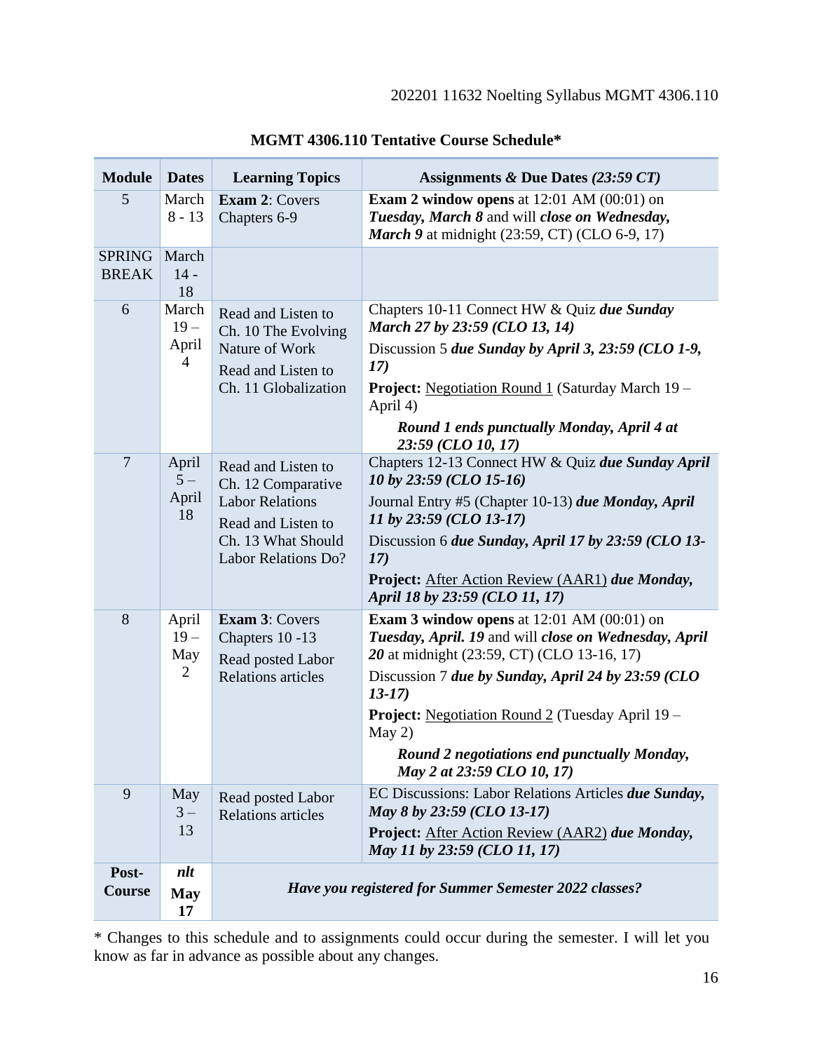**MGMT 4306.110 Tentative Course Schedule***

| Module | Dates | Learning Topics | Assignments & Due Dates *(23:59 CT)* |
|---|---|---|---|
| 5 | March 8 - 13 | **Exam 2**: Covers Chapters 6-9 | **Exam 2 window opens** at 12:01 AM (00:01) on ***Tuesday, March 8*** and will ***close on Wednesday, March 9*** at midnight (23:59, CT) (CLO 6-9, 17) |
| SPRING BREAK | March 14 - 18 | | |
| 6 | March 19 – April 4 | Read and Listen to Ch. 10 The Evolving Nature of Work<br>Read and Listen to Ch. 11 Globalization | Chapters 10-11 Connect HW & Quiz ***due Sunday March 27 by 23:59 (CLO 13, 14)***<br>Discussion 5 ***due Sunday by April 3, 23:59 (CLO 1-9, 17)***<br>**Project:** <u>Negotiation Round 1</u> (Saturday March 19 – April 4)<br>***Round 1 ends punctually Monday, April 4 at 23:59 (CLO 10, 17)*** |
| 7 | April 5 – April 18 | Read and Listen to Ch. 12 Comparative Labor Relations<br>Read and Listen to Ch. 13 What Should Labor Relations Do? | Chapters 12-13 Connect HW & Quiz ***due Sunday April 10 by 23:59 (CLO 15-16)***<br>Journal Entry #5 (Chapter 10-13) ***due Monday, April 11 by 23:59 (CLO 13-17)***<br>Discussion 6 ***due Sunday, April 17 by 23:59 (CLO 13-17)***<br>**Project:** <u>After Action Review (AAR1)</u> ***due Monday, April 18 by 23:59 (CLO 11, 17)*** |
| 8 | April 19 – May 2 | **Exam 3**: Covers Chapters 10 -13<br>Read posted Labor Relations articles | **Exam 3 window opens** at 12:01 AM (00:01) on ***Tuesday, April. 19*** and will ***close on Wednesday, April 20*** at midnight (23:59, CT) (CLO 13-16, 17)<br>Discussion 7 ***due by Sunday, April 24 by 23:59 (CLO 13-17)***<br>**Project:** <u>Negotiation Round 2</u> (Tuesday April 19 – May 2)<br>***Round 2 negotiations end punctually Monday, May 2 at 23:59 CLO 10, 17)*** |
| 9 | May 3 – 13 | Read posted Labor Relations articles | EC Discussions: Labor Relations Articles ***due Sunday, May 8 by 23:59 (CLO 13-17)***<br>**Project:** <u>After Action Review (AAR2)</u> ***due Monday, May 11 by 23:59 (CLO 11, 17)*** |
| **Post-Course** | ***nlt* May 17** | ***Have you registered for Summer Semester 2022 classes?*** | |

\* Changes to this schedule and to assignments could occur during the semester. I will let you know as far in advance as possible about any changes.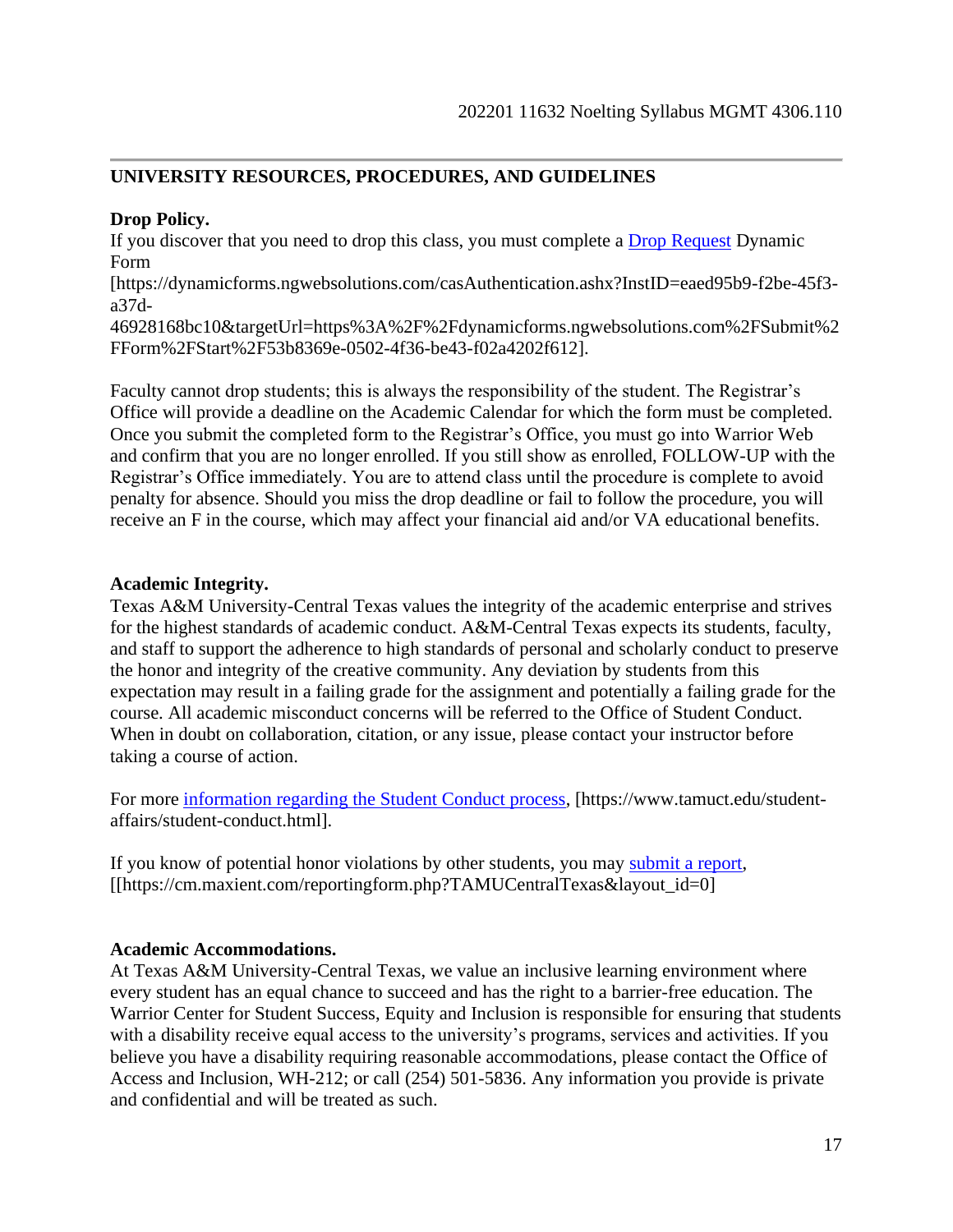## UNIVERSITY RESOURCES, PROCEDURES, AND GUIDELINES

**Drop Policy.**

If you discover that you need to drop this class, you must complete a [Drop Request](https://dynamicforms.ngwebsolutions.com/casAuthentication.ashx?InstID=eaed95b9-f2be-45f3-a37d-46928168bc10&targetUrl=https%3A%2F%2Fdynamicforms.ngwebsolutions.com%2FSubmit%2FForm%2FStart%2F53b8369e-0502-4f36-be43-f02a4202f612) Dynamic Form [https://dynamicforms.ngwebsolutions.com/casAuthentication.ashx?InstID=eaed95b9-f2be-45f3-a37d-46928168bc10&targetUrl=https%3A%2F%2Fdynamicforms.ngwebsolutions.com%2FSubmit%2FForm%2FStart%2F53b8369e-0502-4f36-be43-f02a4202f612].

Faculty cannot drop students; this is always the responsibility of the student. The Registrar's Office will provide a deadline on the Academic Calendar for which the form must be completed. Once you submit the completed form to the Registrar's Office, you must go into Warrior Web and confirm that you are no longer enrolled. If you still show as enrolled, FOLLOW-UP with the Registrar's Office immediately. You are to attend class until the procedure is complete to avoid penalty for absence. Should you miss the drop deadline or fail to follow the procedure, you will receive an F in the course, which may affect your financial aid and/or VA educational benefits.

**Academic Integrity.**

Texas A&M University-Central Texas values the integrity of the academic enterprise and strives for the highest standards of academic conduct. A&M-Central Texas expects its students, faculty, and staff to support the adherence to high standards of personal and scholarly conduct to preserve the honor and integrity of the creative community. Any deviation by students from this expectation may result in a failing grade for the assignment and potentially a failing grade for the course. All academic misconduct concerns will be referred to the Office of Student Conduct. When in doubt on collaboration, citation, or any issue, please contact your instructor before taking a course of action.

For more [information regarding the Student Conduct process](https://www.tamuct.edu/student-affairs/student-conduct.html), [https://www.tamuct.edu/student-affairs/student-conduct.html].

If you know of potential honor violations by other students, you may [submit a report](https://cm.maxient.com/reportingform.php?TAMUCentralTexas&layout_id=0), [[https://cm.maxient.com/reportingform.php?TAMUCentralTexas&layout_id=0]

**Academic Accommodations.**

At Texas A&M University-Central Texas, we value an inclusive learning environment where every student has an equal chance to succeed and has the right to a barrier-free education. The Warrior Center for Student Success, Equity and Inclusion is responsible for ensuring that students with a disability receive equal access to the university's programs, services and activities. If you believe you have a disability requiring reasonable accommodations, please contact the Office of Access and Inclusion, WH-212; or call (254) 501-5836. Any information you provide is private and confidential and will be treated as such.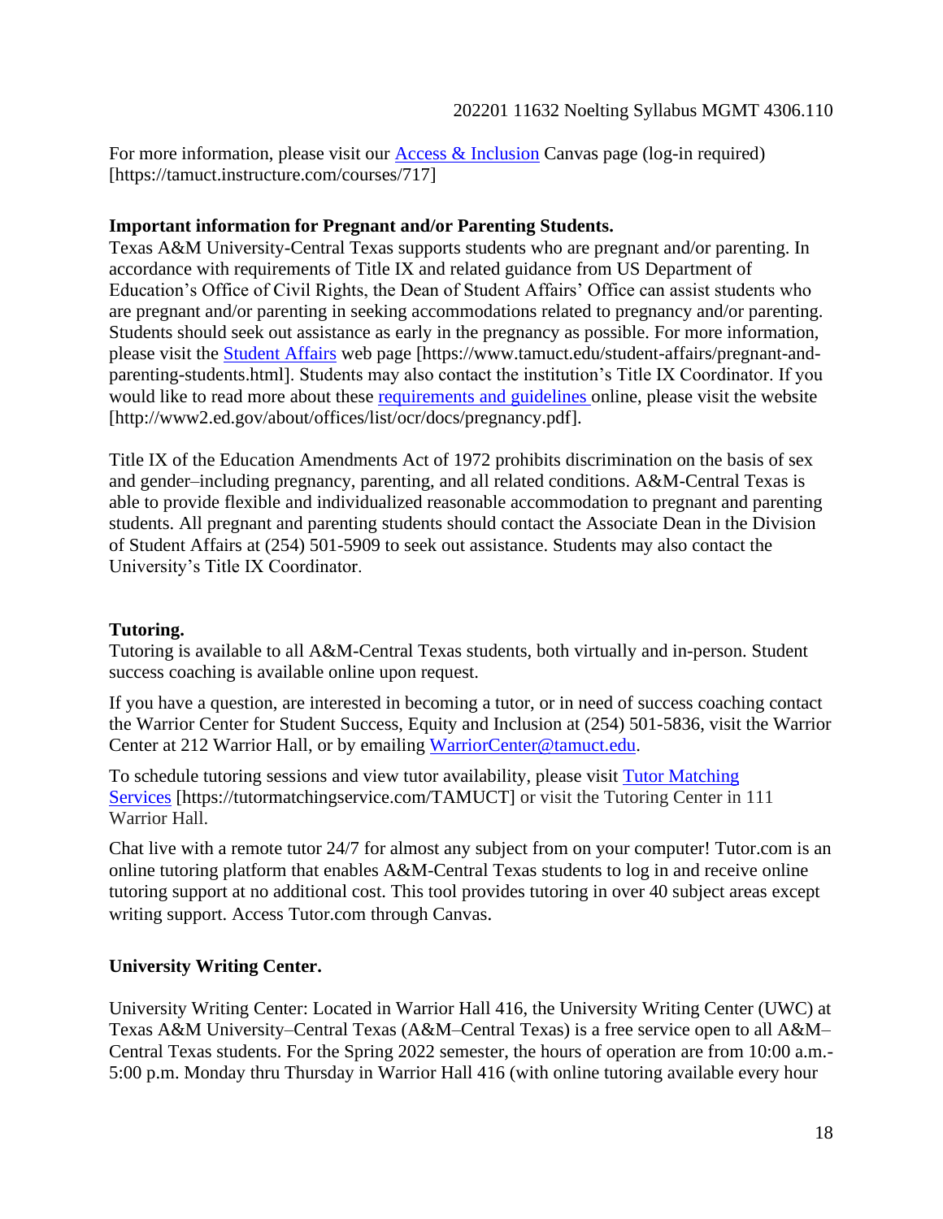For more information, please visit our [Access & Inclusion](https://tamuct.instructure.com/courses/717) Canvas page (log-in required) [https://tamuct.instructure.com/courses/717]

**Important information for Pregnant and/or Parenting Students.**

Texas A&M University-Central Texas supports students who are pregnant and/or parenting. In accordance with requirements of Title IX and related guidance from US Department of Education's Office of Civil Rights, the Dean of Student Affairs' Office can assist students who are pregnant and/or parenting in seeking accommodations related to pregnancy and/or parenting. Students should seek out assistance as early in the pregnancy as possible. For more information, please visit the [Student Affairs](https://www.tamuct.edu/student-affairs/pregnant-and-parenting-students.html) web page [https://www.tamuct.edu/student-affairs/pregnant-and-parenting-students.html]. Students may also contact the institution's Title IX Coordinator. If you would like to read more about these [requirements and guidelines](http://www2.ed.gov/about/offices/list/ocr/docs/pregnancy.pdf) online, please visit the website [http://www2.ed.gov/about/offices/list/ocr/docs/pregnancy.pdf].

Title IX of the Education Amendments Act of 1972 prohibits discrimination on the basis of sex and gender–including pregnancy, parenting, and all related conditions. A&M-Central Texas is able to provide flexible and individualized reasonable accommodation to pregnant and parenting students. All pregnant and parenting students should contact the Associate Dean in the Division of Student Affairs at (254) 501-5909 to seek out assistance. Students may also contact the University's Title IX Coordinator.

**Tutoring.**

Tutoring is available to all A&M-Central Texas students, both virtually and in-person. Student success coaching is available online upon request.

If you have a question, are interested in becoming a tutor, or in need of success coaching contact the Warrior Center for Student Success, Equity and Inclusion at (254) 501-5836, visit the Warrior Center at 212 Warrior Hall, or by emailing [WarriorCenter@tamuct.edu](mailto:WarriorCenter@tamuct.edu).

To schedule tutoring sessions and view tutor availability, please visit [Tutor Matching Services](https://tutormatchingservice.com/TAMUCT) [https://tutormatchingservice.com/TAMUCT] or visit the Tutoring Center in 111 Warrior Hall.

Chat live with a remote tutor 24/7 for almost any subject from on your computer! Tutor.com is an online tutoring platform that enables A&M-Central Texas students to log in and receive online tutoring support at no additional cost. This tool provides tutoring in over 40 subject areas except writing support. Access Tutor.com through Canvas.

**University Writing Center.**

University Writing Center: Located in Warrior Hall 416, the University Writing Center (UWC) at Texas A&M University–Central Texas (A&M–Central Texas) is a free service open to all A&M–Central Texas students. For the Spring 2022 semester, the hours of operation are from 10:00 a.m.-5:00 p.m. Monday thru Thursday in Warrior Hall 416 (with online tutoring available every hour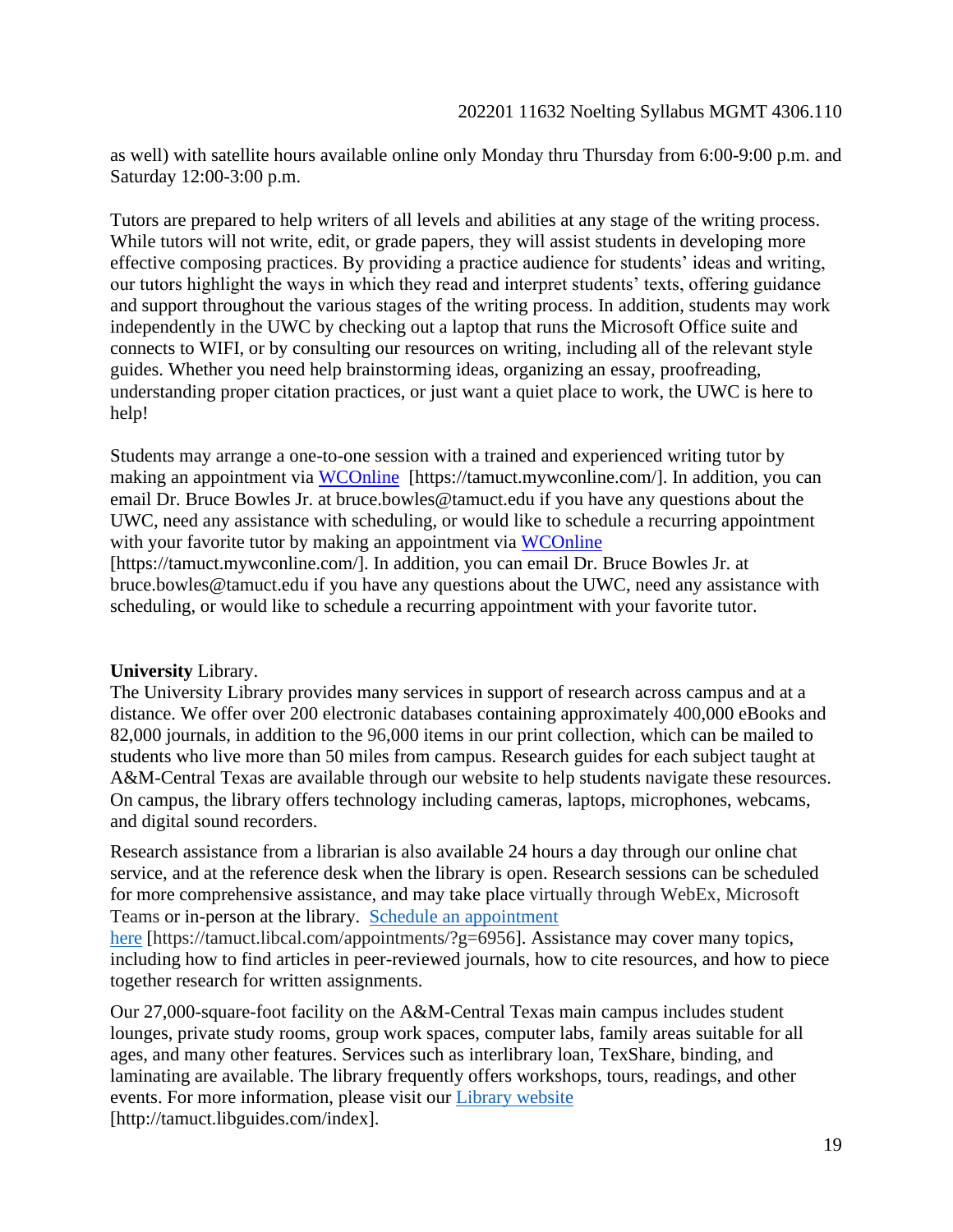as well) with satellite hours available online only Monday thru Thursday from 6:00-9:00 p.m. and Saturday 12:00-3:00 p.m.

Tutors are prepared to help writers of all levels and abilities at any stage of the writing process. While tutors will not write, edit, or grade papers, they will assist students in developing more effective composing practices. By providing a practice audience for students' ideas and writing, our tutors highlight the ways in which they read and interpret students' texts, offering guidance and support throughout the various stages of the writing process. In addition, students may work independently in the UWC by checking out a laptop that runs the Microsoft Office suite and connects to WIFI, or by consulting our resources on writing, including all of the relevant style guides. Whether you need help brainstorming ideas, organizing an essay, proofreading, understanding proper citation practices, or just want a quiet place to work, the UWC is here to help!

Students may arrange a one-to-one session with a trained and experienced writing tutor by making an appointment via [WCOnline](https://tamuct.mywconline.com/) [https://tamuct.mywconline.com/]. In addition, you can email Dr. Bruce Bowles Jr. at bruce.bowles@tamuct.edu if you have any questions about the UWC, need any assistance with scheduling, or would like to schedule a recurring appointment with your favorite tutor by making an appointment via [WCOnline](https://tamuct.mywconline.com/) [https://tamuct.mywconline.com/]. In addition, you can email Dr. Bruce Bowles Jr. at bruce.bowles@tamuct.edu if you have any questions about the UWC, need any assistance with scheduling, or would like to schedule a recurring appointment with your favorite tutor.

**University** Library.

The University Library provides many services in support of research across campus and at a distance. We offer over 200 electronic databases containing approximately 400,000 eBooks and 82,000 journals, in addition to the 96,000 items in our print collection, which can be mailed to students who live more than 50 miles from campus. Research guides for each subject taught at A&M-Central Texas are available through our website to help students navigate these resources. On campus, the library offers technology including cameras, laptops, microphones, webcams, and digital sound recorders.

Research assistance from a librarian is also available 24 hours a day through our online chat service, and at the reference desk when the library is open. Research sessions can be scheduled for more comprehensive assistance, and may take place virtually through WebEx, Microsoft Teams or in-person at the library. [Schedule an appointment here](https://tamuct.libcal.com/appointments/?g=6956) [https://tamuct.libcal.com/appointments/?g=6956]. Assistance may cover many topics, including how to find articles in peer-reviewed journals, how to cite resources, and how to piece together research for written assignments.

Our 27,000-square-foot facility on the A&M-Central Texas main campus includes student lounges, private study rooms, group work spaces, computer labs, family areas suitable for all ages, and many other features. Services such as interlibrary loan, TexShare, binding, and laminating are available. The library frequently offers workshops, tours, readings, and other events. For more information, please visit our [Library website](http://tamuct.libguides.com/index) [http://tamuct.libguides.com/index].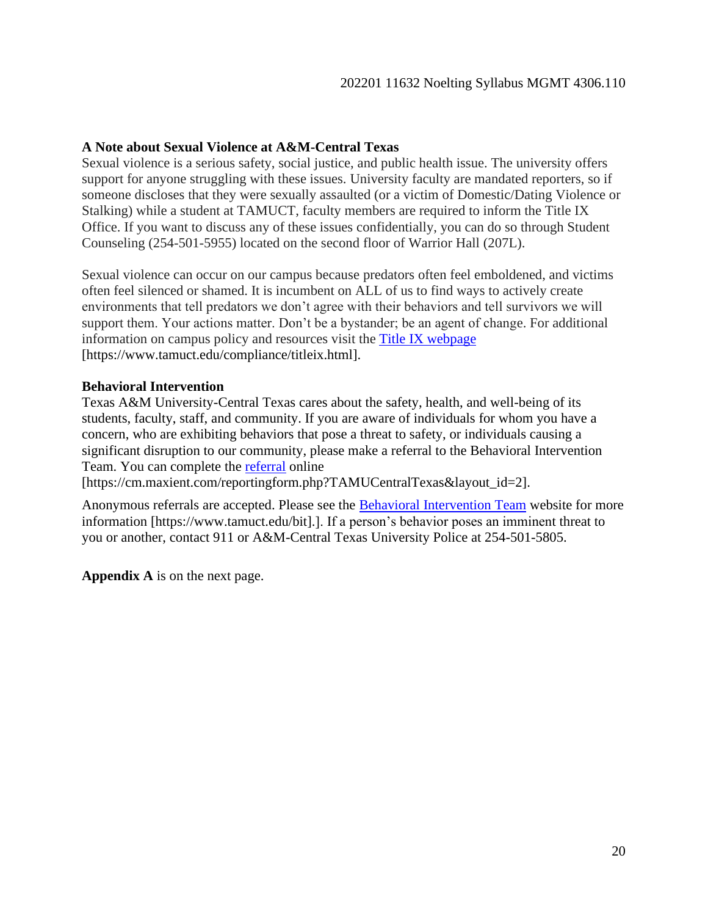**A Note about Sexual Violence at A&M-Central Texas**

Sexual violence is a serious safety, social justice, and public health issue. The university offers support for anyone struggling with these issues. University faculty are mandated reporters, so if someone discloses that they were sexually assaulted (or a victim of Domestic/Dating Violence or Stalking) while a student at TAMUCT, faculty members are required to inform the Title IX Office. If you want to discuss any of these issues confidentially, you can do so through Student Counseling (254-501-5955) located on the second floor of Warrior Hall (207L).

Sexual violence can occur on our campus because predators often feel emboldened, and victims often feel silenced or shamed. It is incumbent on ALL of us to find ways to actively create environments that tell predators we don't agree with their behaviors and tell survivors we will support them. Your actions matter. Don't be a bystander; be an agent of change. For additional information on campus policy and resources visit the Title IX webpage [https://www.tamuct.edu/compliance/titleix.html].

**Behavioral Intervention**

Texas A&M University-Central Texas cares about the safety, health, and well-being of its students, faculty, staff, and community. If you are aware of individuals for whom you have a concern, who are exhibiting behaviors that pose a threat to safety, or individuals causing a significant disruption to our community, please make a referral to the Behavioral Intervention Team. You can complete the referral online [https://cm.maxient.com/reportingform.php?TAMUCentralTexas&layout_id=2].

Anonymous referrals are accepted. Please see the Behavioral Intervention Team website for more information [https://www.tamuct.edu/bit].]. If a person's behavior poses an imminent threat to you or another, contact 911 or A&M-Central Texas University Police at 254-501-5805.

**Appendix A** is on the next page.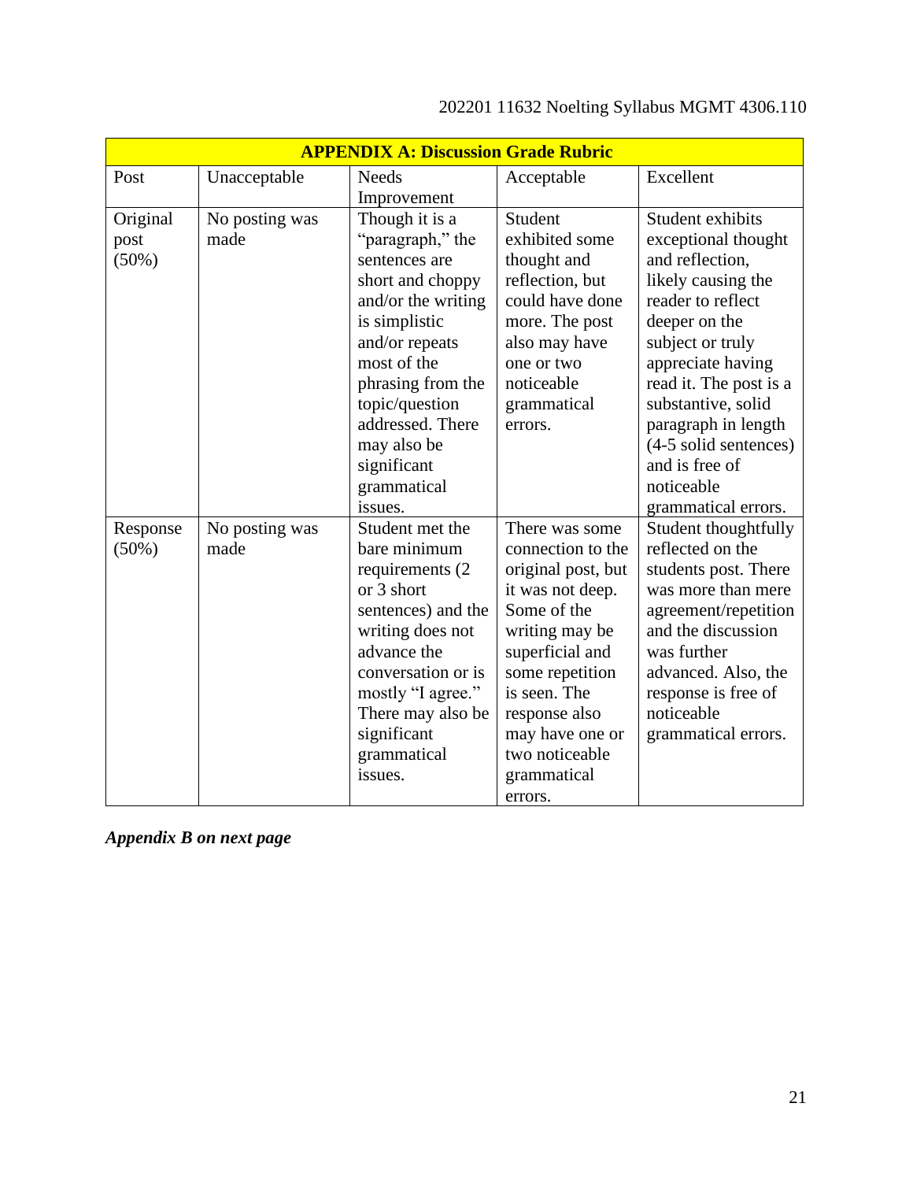| APPENDIX A: Discussion Grade Rubric | | | | |
|---|---|---|---|---|
| Post | Unacceptable | Needs Improvement | Acceptable | Excellent |
| Original post (50%) | No posting was made | Though it is a "paragraph," the sentences are short and choppy and/or the writing is simplistic and/or repeats most of the phrasing from the topic/question addressed. There may also be significant grammatical issues. | Student exhibited some thought and reflection, but could have done more. The post also may have one or two noticeable grammatical errors. | Student exhibits exceptional thought and reflection, likely causing the reader to reflect deeper on the subject or truly appreciate having read it. The post is a substantive, solid paragraph in length (4-5 solid sentences) and is free of noticeable grammatical errors. |
| Response (50%) | No posting was made | Student met the bare minimum requirements (2 or 3 short sentences) and the writing does not advance the conversation or is mostly "I agree." There may also be significant grammatical issues. | There was some connection to the original post, but it was not deep. Some of the writing may be superficial and some repetition is seen. The response also may have one or two noticeable grammatical errors. | Student thoughtfully reflected on the students post. There was more than mere agreement/repetition and the discussion was further advanced. Also, the response is free of noticeable grammatical errors. |

***Appendix B on next page***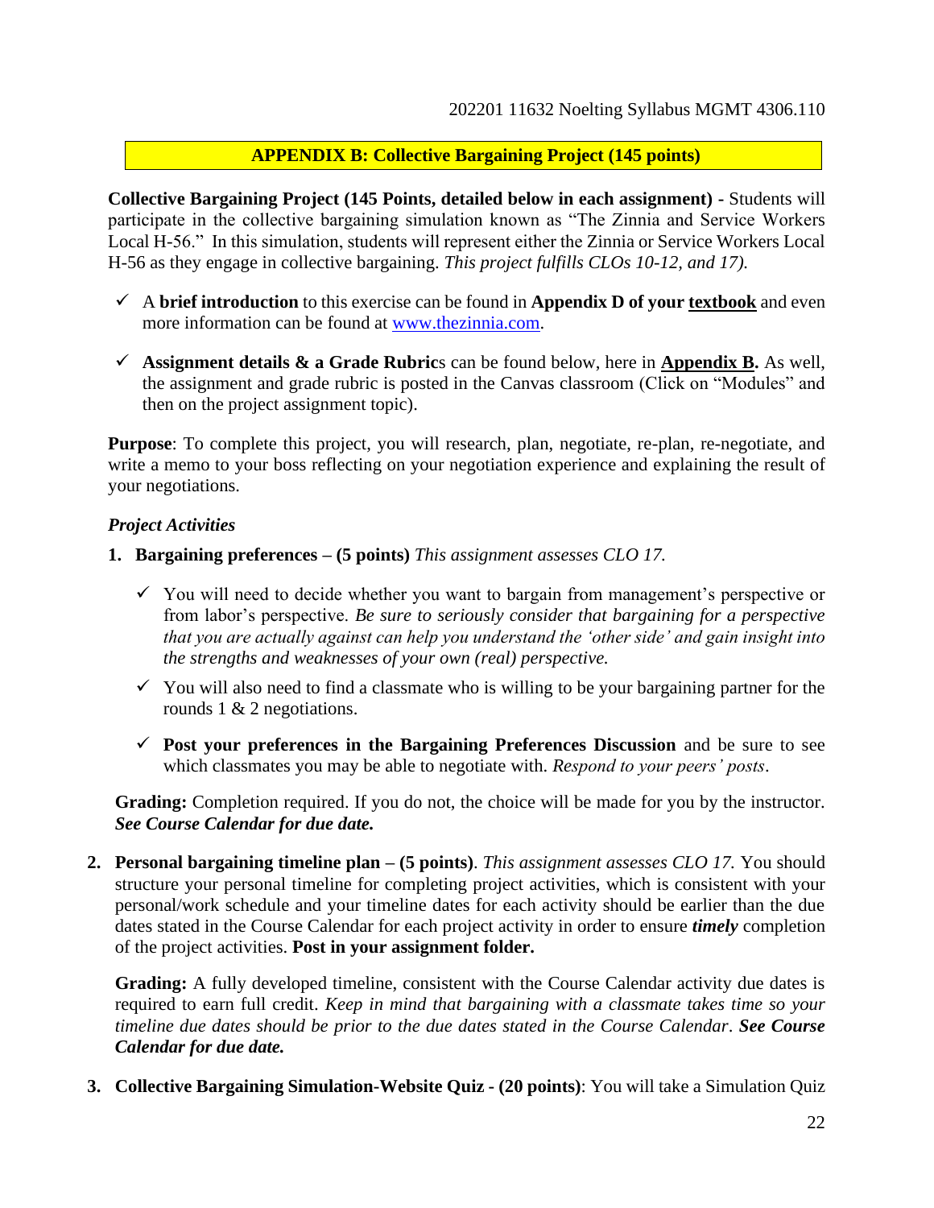## APPENDIX B: Collective Bargaining Project (145 points)

**Collective Bargaining Project (145 Points, detailed below in each assignment)** - Students will participate in the collective bargaining simulation known as "The Zinnia and Service Workers Local H-56." In this simulation, students will represent either the Zinnia or Service Workers Local H-56 as they engage in collective bargaining. *This project fulfills CLOs 10-12, and 17).*

- ✓ A **brief introduction** to this exercise can be found in **Appendix D of your textbook** and even more information can be found at [www.thezinnia.com](www.thezinnia.com).
- ✓ **Assignment details & a Grade Rubric**s can be found below, here in **Appendix B.** As well, the assignment and grade rubric is posted in the Canvas classroom (Click on "Modules" and then on the project assignment topic).

**Purpose**: To complete this project, you will research, plan, negotiate, re-plan, re-negotiate, and write a memo to your boss reflecting on your negotiation experience and explaining the result of your negotiations.

*Project Activities*

1. **Bargaining preferences – (5 points)** *This assignment assesses CLO 17.*

   - ✓ You will need to decide whether you want to bargain from management's perspective or from labor's perspective. *Be sure to seriously consider that bargaining for a perspective that you are actually against can help you understand the 'other side' and gain insight into the strengths and weaknesses of your own (real) perspective.*
   - ✓ You will also need to find a classmate who is willing to be your bargaining partner for the rounds 1 & 2 negotiations.
   - ✓ **Post your preferences in the Bargaining Preferences Discussion** and be sure to see which classmates you may be able to negotiate with. *Respond to your peers' posts*.

   **Grading:** Completion required. If you do not, the choice will be made for you by the instructor. ***See Course Calendar for due date.***

2. **Personal bargaining timeline plan – (5 points)**. *This assignment assesses CLO 17.* You should structure your personal timeline for completing project activities, which is consistent with your personal/work schedule and your timeline dates for each activity should be earlier than the due dates stated in the Course Calendar for each project activity in order to ensure ***timely*** completion of the project activities. **Post in your assignment folder.**

   **Grading:** A fully developed timeline, consistent with the Course Calendar activity due dates is required to earn full credit. *Keep in mind that bargaining with a classmate takes time so your timeline due dates should be prior to the due dates stated in the Course Calendar*. ***See Course Calendar for due date.***

3. **Collective Bargaining Simulation-Website Quiz - (20 points)**: You will take a Simulation Quiz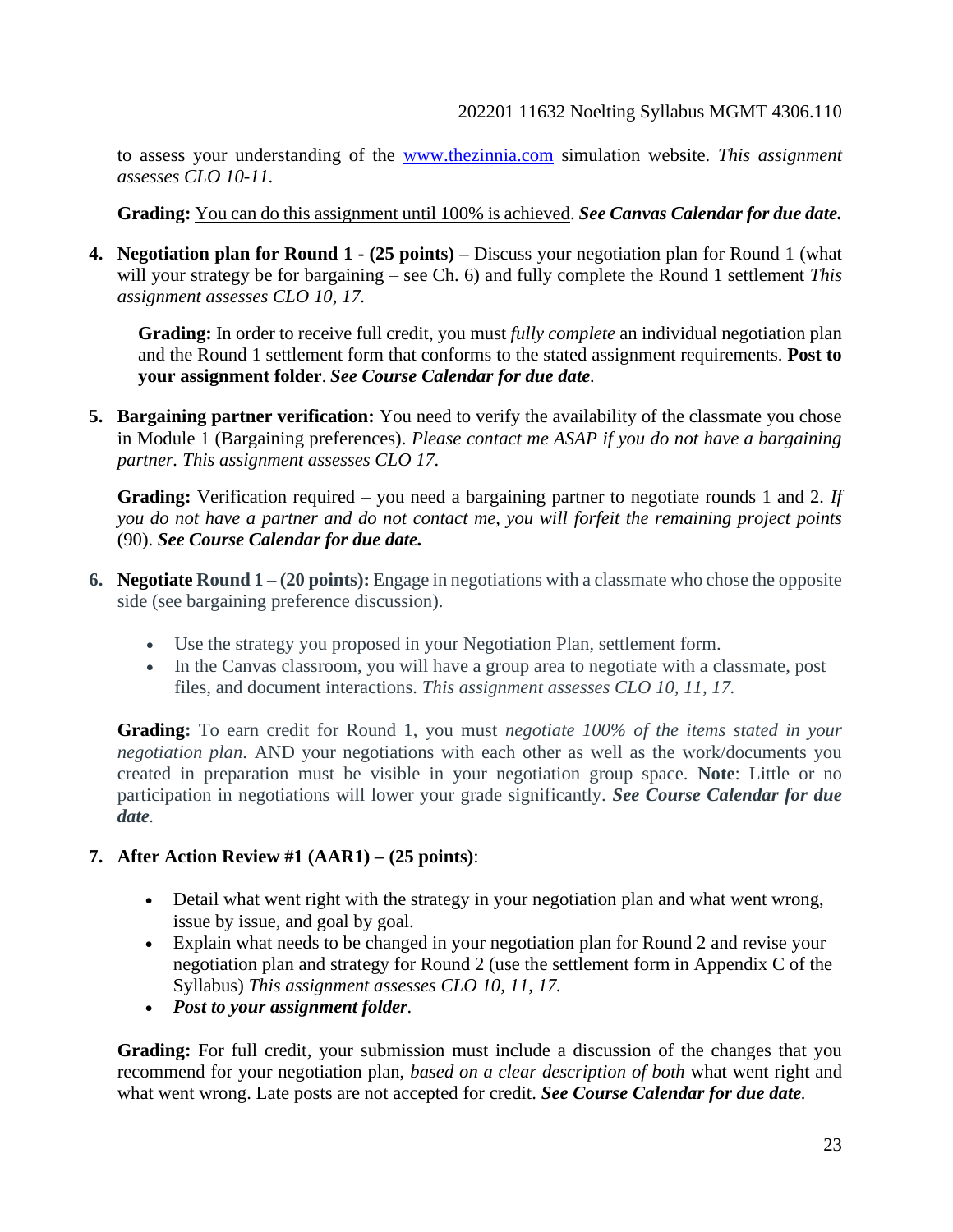to assess your understanding of the [www.thezinnia.com](http://www.thezinnia.com) simulation website. *This assignment assesses CLO 10-11.*

**Grading:** You can do this assignment until 100% is achieved. ***See Canvas Calendar for due date.***

4. **Negotiation plan for Round 1 - (25 points) –** Discuss your negotiation plan for Round 1 (what will your strategy be for bargaining – see Ch. 6) and fully complete the Round 1 settlement *This assignment assesses CLO 10, 17.*

   **Grading:** In order to receive full credit, you must *fully complete* an individual negotiation plan and the Round 1 settlement form that conforms to the stated assignment requirements. **Post to your assignment folder**. ***See Course Calendar for due date.***

5. **Bargaining partner verification:** You need to verify the availability of the classmate you chose in Module 1 (Bargaining preferences). *Please contact me ASAP if you do not have a bargaining partner. This assignment assesses CLO 17.*

   **Grading:** Verification required – you need a bargaining partner to negotiate rounds 1 and 2. *If you do not have a partner and do not contact me, you will forfeit the remaining project points* (90). ***See Course Calendar for due date.***

6. **Negotiate Round 1 – (20 points):** Engage in negotiations with a classmate who chose the opposite side (see bargaining preference discussion).

   - Use the strategy you proposed in your Negotiation Plan, settlement form.
   - In the Canvas classroom, you will have a group area to negotiate with a classmate, post files, and document interactions. *This assignment assesses CLO 10, 11, 17.*

   **Grading:** To earn credit for Round 1, you must *negotiate 100% of the items stated in your negotiation plan*. AND your negotiations with each other as well as the work/documents you created in preparation must be visible in your negotiation group space. **Note**: Little or no participation in negotiations will lower your grade significantly. ***See Course Calendar for due date.***

7. **After Action Review #1 (AAR1) – (25 points)**:

   - Detail what went right with the strategy in your negotiation plan and what went wrong, issue by issue, and goal by goal.
   - Explain what needs to be changed in your negotiation plan for Round 2 and revise your negotiation plan and strategy for Round 2 (use the settlement form in Appendix C of the Syllabus) *This assignment assesses CLO 10, 11, 17.*
   - ***Post to your assignment folder.***

   **Grading:** For full credit, your submission must include a discussion of the changes that you recommend for your negotiation plan, *based on a clear description of both* what went right and what went wrong. Late posts are not accepted for credit. ***See Course Calendar for due date.***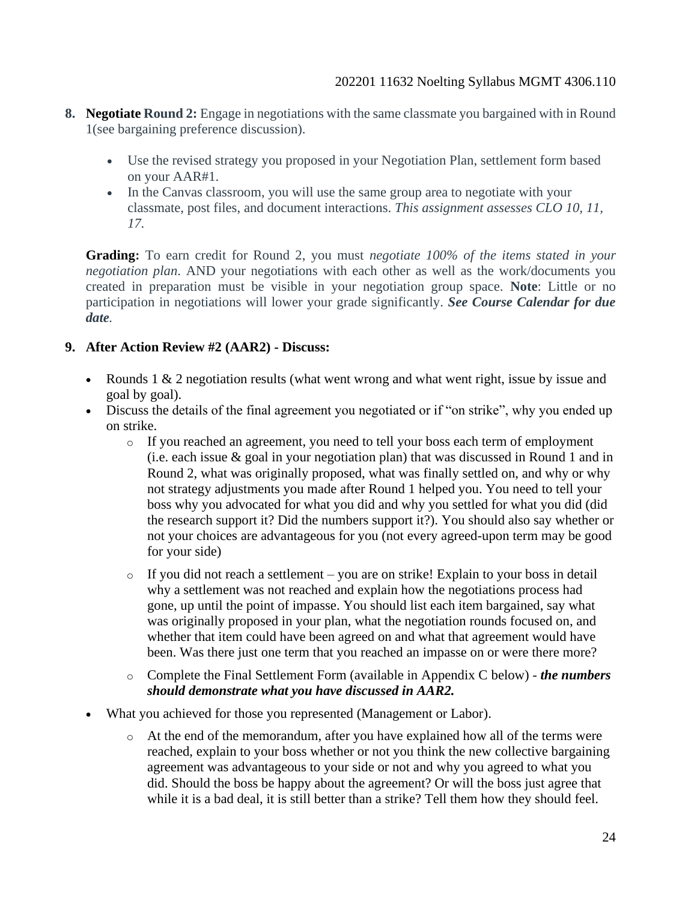8. **Negotiate Round 2:** Engage in negotiations with the same classmate you bargained with in Round 1(see bargaining preference discussion).

    - Use the revised strategy you proposed in your Negotiation Plan, settlement form based on your AAR#1.
    - In the Canvas classroom, you will use the same group area to negotiate with your classmate, post files, and document interactions. *This assignment assesses CLO 10, 11, 17.*

    **Grading:** To earn credit for Round 2, you must *negotiate 100% of the items stated in your negotiation plan*. AND your negotiations with each other as well as the work/documents you created in preparation must be visible in your negotiation group space. **Note**: Little or no participation in negotiations will lower your grade significantly. ***See Course Calendar for due date.***

9. **After Action Review #2 (AAR2) - Discuss:**

- Rounds 1 & 2 negotiation results (what went wrong and what went right, issue by issue and goal by goal).
- Discuss the details of the final agreement you negotiated or if "on strike", why you ended up on strike.
    - If you reached an agreement, you need to tell your boss each term of employment (i.e. each issue & goal in your negotiation plan) that was discussed in Round 1 and in Round 2, what was originally proposed, what was finally settled on, and why or why not strategy adjustments you made after Round 1 helped you. You need to tell your boss why you advocated for what you did and why you settled for what you did (did the research support it? Did the numbers support it?). You should also say whether or not your choices are advantageous for you (not every agreed-upon term may be good for your side)
    - If you did not reach a settlement – you are on strike! Explain to your boss in detail why a settlement was not reached and explain how the negotiations process had gone, up until the point of impasse. You should list each item bargained, say what was originally proposed in your plan, what the negotiation rounds focused on, and whether that item could have been agreed on and what that agreement would have been. Was there just one term that you reached an impasse on or were there more?
    - Complete the Final Settlement Form (available in Appendix C below) - ***the numbers should demonstrate what you have discussed in AAR2.***
- What you achieved for those you represented (Management or Labor).
    - At the end of the memorandum, after you have explained how all of the terms were reached, explain to your boss whether or not you think the new collective bargaining agreement was advantageous to your side or not and why you agreed to what you did. Should the boss be happy about the agreement? Or will the boss just agree that while it is a bad deal, it is still better than a strike? Tell them how they should feel.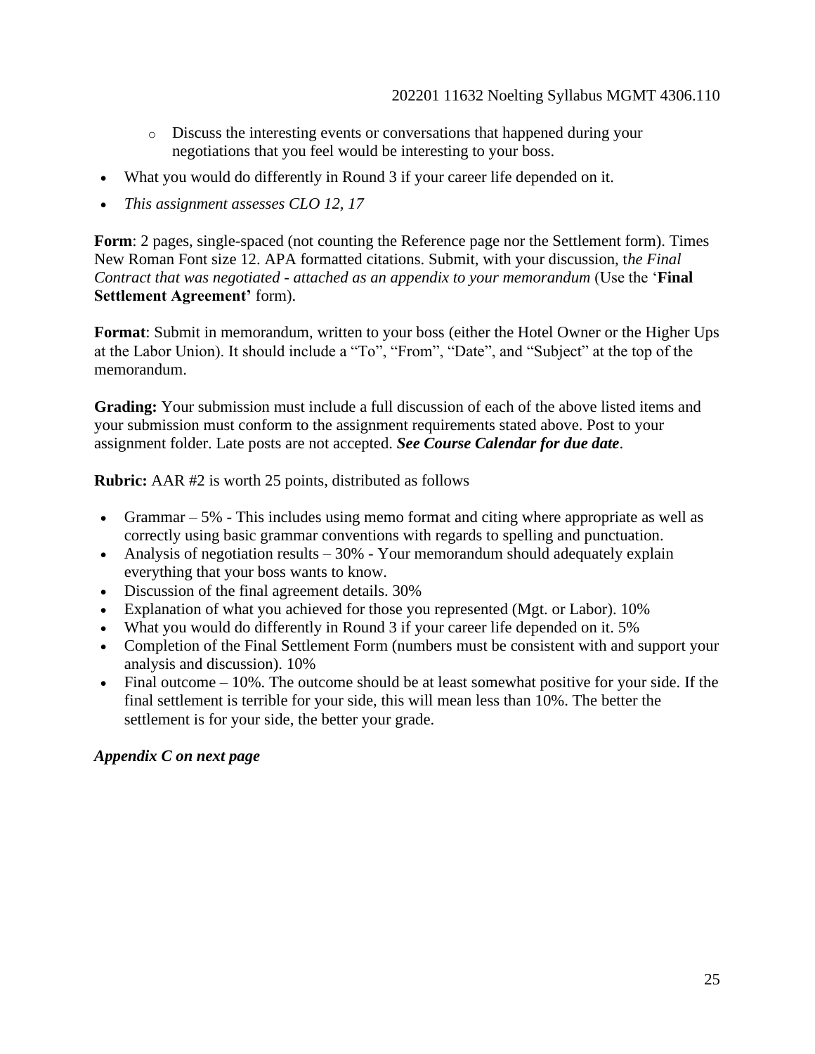- Discuss the interesting events or conversations that happened during your negotiations that you feel would be interesting to your boss.

- What you would do differently in Round 3 if your career life depended on it.
- *This assignment assesses CLO 12, 17*

**Form**: 2 pages, single-spaced (not counting the Reference page nor the Settlement form). Times New Roman Font size 12. APA formatted citations. Submit, with your discussion, t*he Final Contract that was negotiated - attached as an appendix to your memorandum* (Use the '**Final Settlement Agreement'** form).

**Format**: Submit in memorandum, written to your boss (either the Hotel Owner or the Higher Ups at the Labor Union). It should include a "To", "From", "Date", and "Subject" at the top of the memorandum.

**Grading:** Your submission must include a full discussion of each of the above listed items and your submission must conform to the assignment requirements stated above. Post to your assignment folder. Late posts are not accepted. ***See Course Calendar for due date***.

**Rubric:** AAR #2 is worth 25 points, distributed as follows

- Grammar – 5% - This includes using memo format and citing where appropriate as well as correctly using basic grammar conventions with regards to spelling and punctuation.
- Analysis of negotiation results – 30% - Your memorandum should adequately explain everything that your boss wants to know.
- Discussion of the final agreement details. 30%
- Explanation of what you achieved for those you represented (Mgt. or Labor). 10%
- What you would do differently in Round 3 if your career life depended on it. 5%
- Completion of the Final Settlement Form (numbers must be consistent with and support your analysis and discussion). 10%
- Final outcome – 10%. The outcome should be at least somewhat positive for your side. If the final settlement is terrible for your side, this will mean less than 10%. The better the settlement is for your side, the better your grade.

***Appendix C on next page***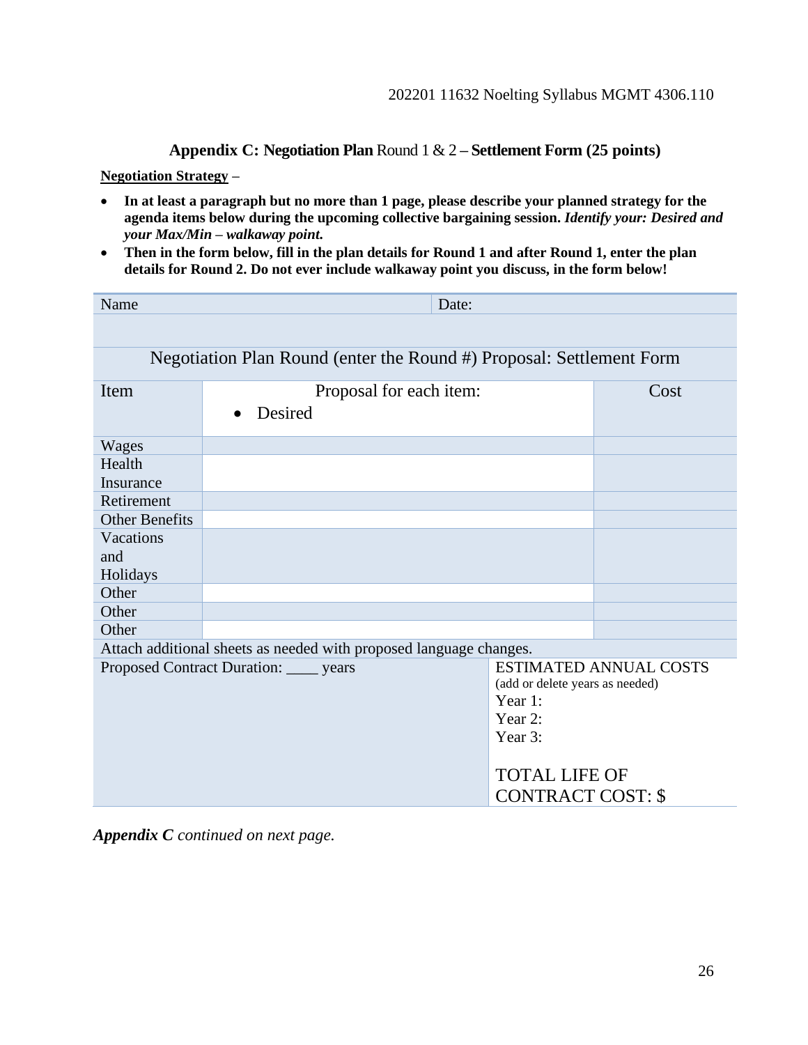## Appendix C: Negotiation Plan Round 1 & 2 – Settlement Form (25 points)

**<u>Negotiation Strategy</u> –**

- **In at least a paragraph but no more than 1 page, please describe your planned strategy for the agenda items below during the upcoming collective bargaining session.** ***Identify your: Desired and your Max/Min – walkaway point.***
- **Then in the form below, fill in the plan details for Round 1 and after Round 1, enter the plan details for Round 2. Do not ever include walkaway point you discuss, in the form below!**

| Name | | Date: |
|---|---|---|
| | | |
| Negotiation Plan Round (enter the Round #) Proposal: Settlement Form | | |
| Item | Proposal for each item:<br>• Desired | Cost |
| Wages | | |
| Health Insurance | | |
| Retirement | | |
| Other Benefits | | |
| Vacations and Holidays | | |
| Other | | |
| Other | | |
| Other | | |
| Attach additional sheets as needed with proposed language changes. | | |
| Proposed Contract Duration: ____ years | | ESTIMATED ANNUAL COSTS<br>(add or delete years as needed)<br>Year 1:<br>Year 2:<br>Year 3:<br><br>TOTAL LIFE OF CONTRACT COST: $ |

***Appendix C*** *continued on next page.*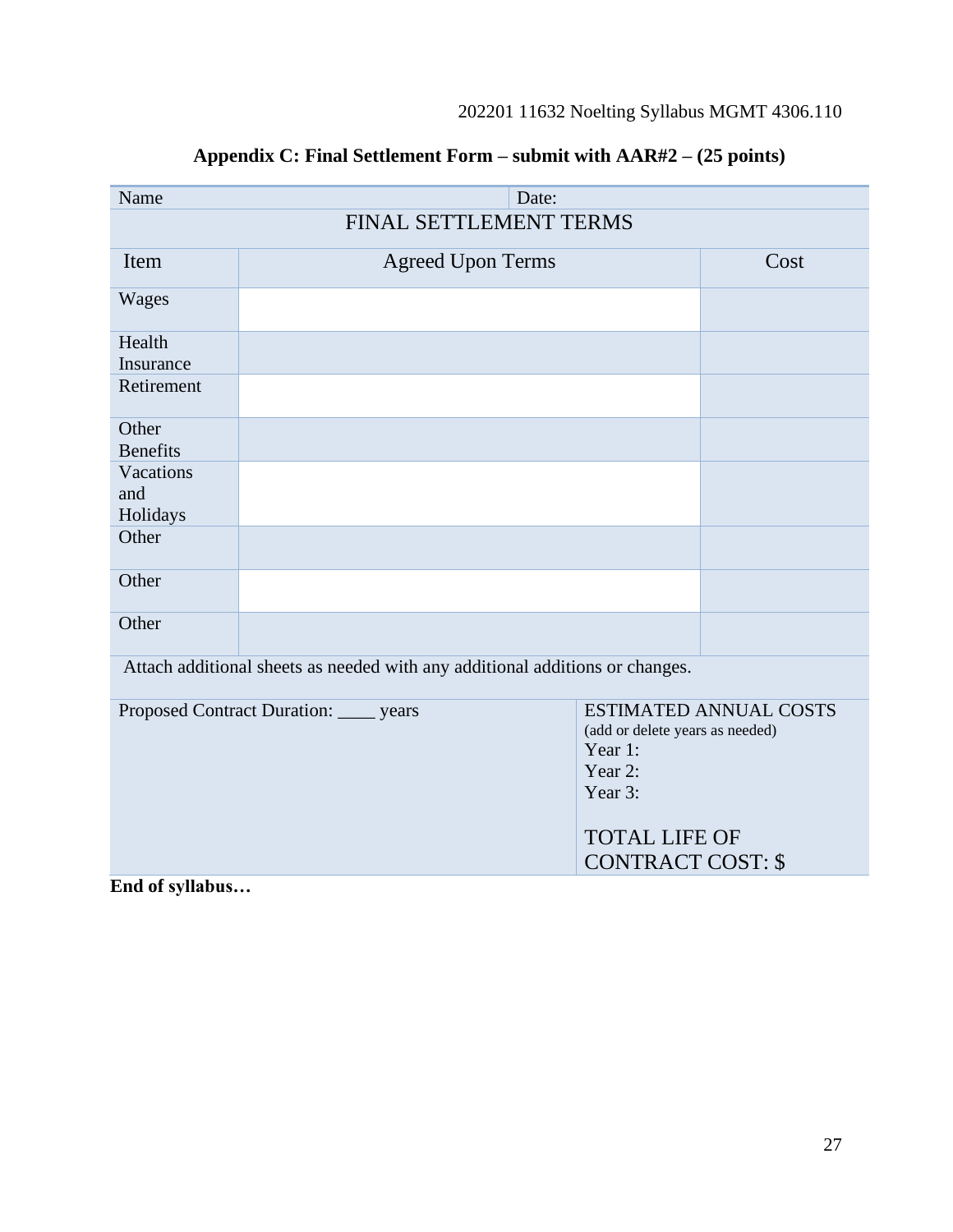## Appendix C: Final Settlement Form – submit with AAR#2 – (25 points)

| Name | | Date: |
|---|---|---|
| FINAL SETTLEMENT TERMS | | |
| Item | Agreed Upon Terms | Cost |
| Wages | | |
| Health Insurance | | |
| Retirement | | |
| Other Benefits | | |
| Vacations and Holidays | | |
| Other | | |
| Other | | |
| Other | | |
| Attach additional sheets as needed with any additional additions or changes. | | |

| | |
|---|---|
| Proposed Contract Duration: ____ years | ESTIMATED ANNUAL COSTS<br>(add or delete years as needed)<br>Year 1:<br>Year 2:<br>Year 3:<br><br>TOTAL LIFE OF CONTRACT COST: $ |

**End of syllabus…**